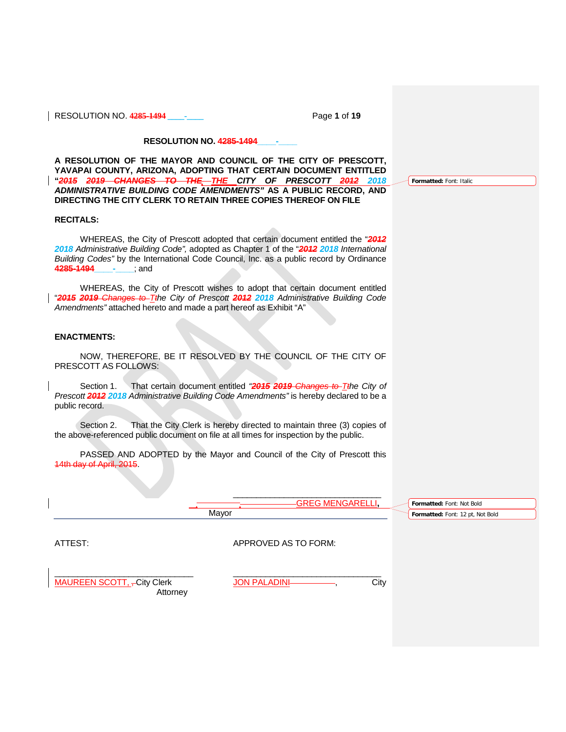RESOLUTION NO. ~~4285-1494~~ ____-____

**RESOLUTION NO. ~~4285-1494~~ ____-____**

**A RESOLUTION OF THE MAYOR AND COUNCIL OF THE CITY OF PRESCOTT, YAVAPAI COUNTY, ARIZONA, ADOPTING THAT CERTAIN DOCUMENT ENTITLED "*~~2015~~ ~~2019~~ ~~CHANGES TO THE~~ THE CITY OF PRESCOTT ~~2012~~ 2018 ADMINISTRATIVE BUILDING CODE AMENDMENTS*" AS A PUBLIC RECORD, AND DIRECTING THE CITY CLERK TO RETAIN THREE COPIES THEREOF ON FILE**

Formatted: Font: Italic

**RECITALS:**

WHEREAS, the City of Prescott adopted that certain document entitled the "*~~2012~~ 2018 Administrative Building Code",* adopted as Chapter 1 of the "*~~2012~~ 2018 International Building Codes"* by the International Code Council, Inc. as a public record by Ordinance **~~4285-1494~~**____-____; and

WHEREAS, the City of Prescott wishes to adopt that certain document entitled "*~~2015~~ ~~2019~~ ~~Changes to T~~the City of Prescott ~~2012~~ 2018 Administrative Building Code Amendments"* attached hereto and made a part hereof as Exhibit "A"

**ENACTMENTS:**

NOW, THEREFORE, BE IT RESOLVED BY THE COUNCIL OF THE CITY OF PRESCOTT AS FOLLOWS:

Section 1. That certain document entitled *"~~2015~~ ~~2019~~ ~~Changes to T~~the City of Prescott ~~2012~~ 2018 Administrative Building Code Amendments"* is hereby declared to be a public record.

Section 2. That the City Clerk is hereby directed to maintain three (3) copies of the above-referenced public document on file at all times for inspection by the public.

PASSED AND ADOPTED by the Mayor and Council of the City of Prescott this ~~14th day of April, 2015~~.

______________________________
GREG MENGARELLI, Mayor

Formatted: Font: Not Bold

Formatted: Font: 12 pt, Not Bold

ATTEST:

______________________________
MAUREEN SCOTT, City Clerk

APPROVED AS TO FORM:

______________________________
JON PALADINI, City Attorney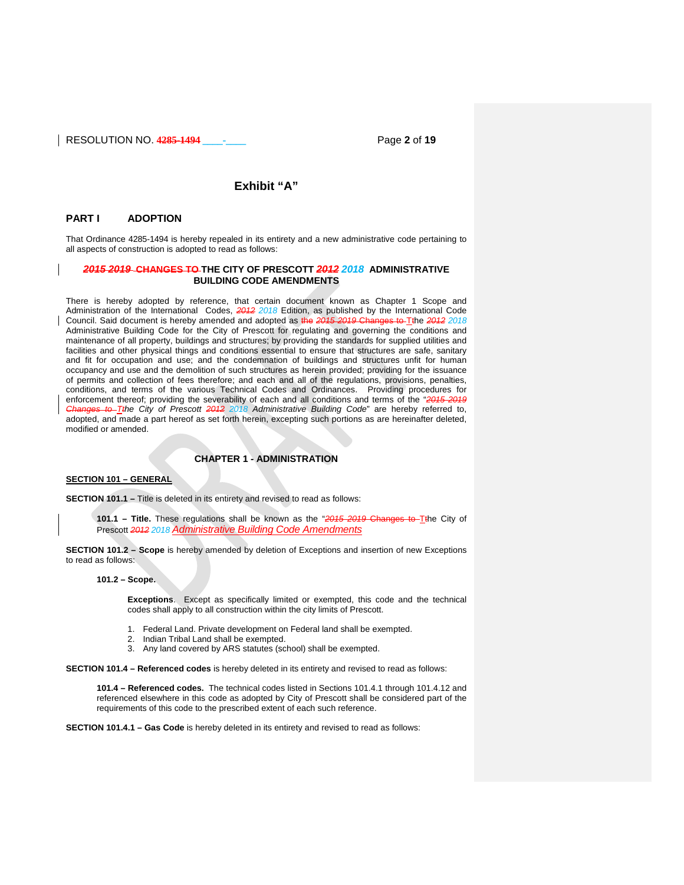# Exhibit "A"

## PART I ADOPTION

That Ordinance 4285-1494 is hereby repealed in its entirety and a new administrative code pertaining to all aspects of construction is adopted to read as follows:

### ~~2015~~ 2019 ~~CHANGES TO~~ THE CITY OF PRESCOTT ~~2012~~ 2018 ADMINISTRATIVE BUILDING CODE AMENDMENTS

There is hereby adopted by reference, that certain document known as Chapter 1 Scope and Administration of the International Codes, ~~2012~~ 2018 Edition, as published by the International Code Council. Said document is hereby amended and adopted as ~~the~~ ~~2015~~ ~~2019 Changes to~~ The ~~2012~~ 2018 Administrative Building Code for the City of Prescott for regulating and governing the conditions and maintenance of all property, buildings and structures; by providing the standards for supplied utilities and facilities and other physical things and conditions essential to ensure that structures are safe, sanitary and fit for occupation and use; and the condemnation of buildings and structures unfit for human occupancy and use and the demolition of such structures as herein provided; providing for the issuance of permits and collection of fees therefore; and each and all of the regulations, provisions, penalties, conditions, and terms of the various Technical Codes and Ordinances. Providing procedures for enforcement thereof; providing the severability of each and all conditions and terms of the "*~~2015~~ ~~2019~~ ~~Changes to~~ The City of Prescott ~~2012~~ 2018 Administrative Building Code*" are hereby referred to, adopted, and made a part hereof as set forth herein, excepting such portions as are hereinafter deleted, modified or amended.

## CHAPTER 1 - ADMINISTRATION

**SECTION 101 – GENERAL**

**SECTION 101.1 –** Title is deleted in its entirety and revised to read as follows:

> **101.1 – Title.** These regulations shall be known as the "*~~2015~~ ~~2019~~ ~~Changes to~~* The City of Prescott ~~2012~~ 2018 *Administrative Building Code Amendments*

**SECTION 101.2 – Scope** is hereby amended by deletion of Exceptions and insertion of new Exceptions to read as follows:

> **101.2 – Scope.**
>
> **Exceptions**. Except as specifically limited or exempted, this code and the technical codes shall apply to all construction within the city limits of Prescott.
>
> 1. Federal Land. Private development on Federal land shall be exempted.
> 2. Indian Tribal Land shall be exempted.
> 3. Any land covered by ARS statutes (school) shall be exempted.

**SECTION 101.4 – Referenced codes** is hereby deleted in its entirety and revised to read as follows:

> **101.4 – Referenced codes.** The technical codes listed in Sections 101.4.1 through 101.4.12 and referenced elsewhere in this code as adopted by City of Prescott shall be considered part of the requirements of this code to the prescribed extent of each such reference.

**SECTION 101.4.1 – Gas Code** is hereby deleted in its entirety and revised to read as follows: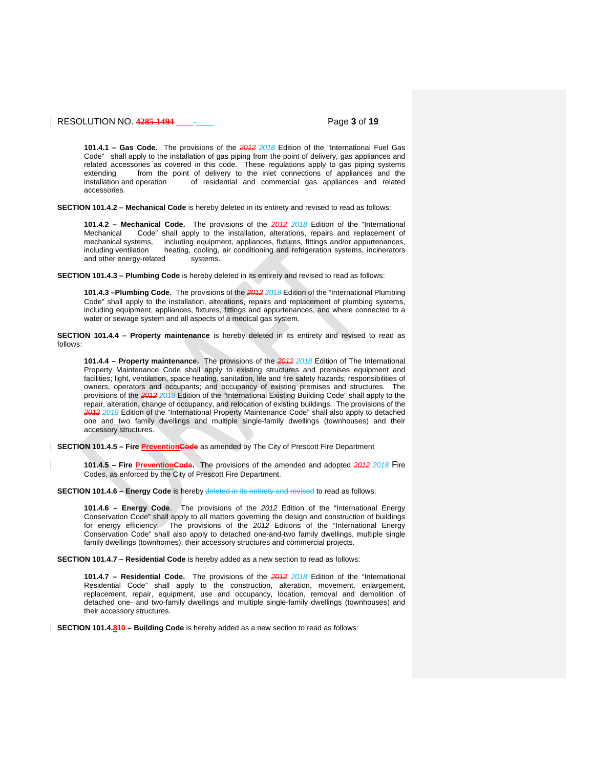**101.4.1 – Gas Code.** The provisions of the ~~*2012*~~ *2018* Edition of the "International Fuel Gas Code" shall apply to the installation of gas piping from the point of delivery, gas appliances and related accessories as covered in this code. These regulations apply to gas piping systems extending from the point of delivery to the inlet connections of appliances and the installation and operation of residential and commercial gas appliances and related accessories.

**SECTION 101.4.2 – Mechanical Code** is hereby deleted in its entirety and revised to read as follows:

**101.4.2 – Mechanical Code.** The provisions of the ~~*2012*~~ *2018* Edition of the "International Mechanical Code" shall apply to the installation, alterations, repairs and replacement of mechanical systems, including equipment, appliances, fixtures, fittings and/or appurtenances, including ventilation heating, cooling, air conditioning and refrigeration systems, incinerators and other energy-related systems.

**SECTION 101.4.3 – Plumbing Code** is hereby deleted in its entirety and revised to read as follows:

**101.4.3 –Plumbing Code.** The provisions of the ~~*2012*~~ *2018* Edition of the "International Plumbing Code" shall apply to the installation, alterations, repairs and replacement of plumbing systems, including equipment, appliances, fixtures, fittings and appurtenances, and where connected to a water or sewage system and all aspects of a medical gas system.

**SECTION 101.4.4 – Property maintenance** is hereby deleted in its entirety and revised to read as follows:

**101.4.4 – Property maintenance.** The provisions of the ~~*2012*~~ *2018* Edition of The International Property Maintenance Code shall apply to existing structures and premises equipment and facilities; light, ventilation, space heating, sanitation, life and fire safety hazards; responsibilities of owners, operators and occupants; and occupancy of existing premises and structures. The provisions of the ~~*2012*~~ *2018* Edition of the "International Existing Building Code" shall apply to the repair, alteration, change of occupancy, and relocation of existing buildings. The provisions of the ~~*2012*~~ *2018* Edition of the "International Property Maintenance Code" shall also apply to detached one and two family dwellings and multiple single-family dwellings (townhouses) and their accessory structures.

**SECTION 101.4.5 – Fire Prevention~~Code~~** as amended by The City of Prescott Fire Department

**101.4.5 – Fire Prevention~~Code~~.** The provisions of the amended and adopted ~~*2012*~~ *2018* Fire Codes, as enforced by the City of Prescott Fire Department.

**SECTION 101.4.6 – Energy Code** is hereby ~~deleted in its entirety and revised~~ to read as follows:

**101.4.6 – Energy Code.** The provisions of the *2012* Edition of the "International Energy Conservation Code" shall apply to all matters governing the design and construction of buildings for energy efficiency. The provisions of the *2012* Editions of the "International Energy Conservation Code" shall also apply to detached one-and-two family dwellings, multiple single family dwellings (townhomes), their accessory structures and commercial projects.

**SECTION 101.4.7 – Residential Code** is hereby added as a new section to read as follows:

**101.4.7 – Residential Code.** The provisions of the ~~*2012*~~ *2018* Edition of the "International Residential Code" shall apply to the construction, alteration, movement, enlargement, replacement, repair, equipment, use and occupancy, location, removal and demolition of detached one- and two-family dwellings and multiple single-family dwellings (townhouses) and their accessory structures.

**SECTION 101.4.8~~10~~ – Building Code** is hereby added as a new section to read as follows: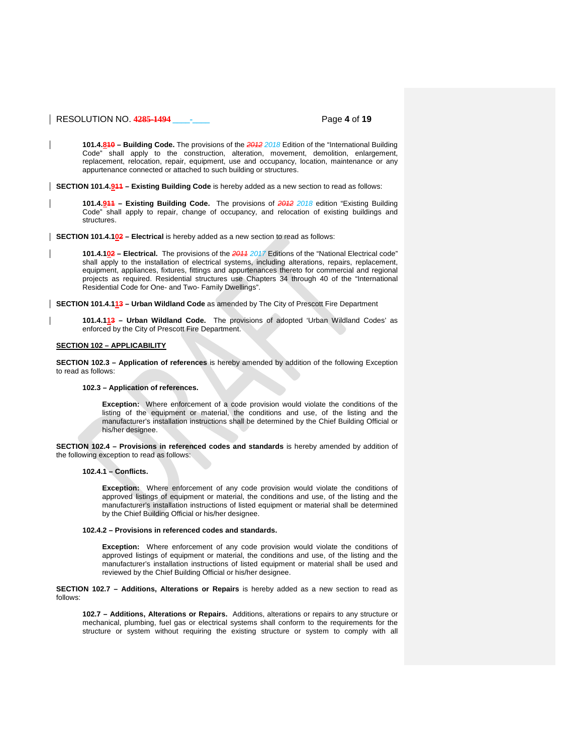**101.4.~~8~~10 – Building Code.** The provisions of the ~~*2012*~~ *2018* Edition of the "International Building Code" shall apply to the construction, alteration, movement, demolition, enlargement, replacement, relocation, repair, equipment, use and occupancy, location, maintenance or any appurtenance connected or attached to such building or structures.

**SECTION 101.4.~~9~~11 – Existing Building Code** is hereby added as a new section to read as follows:

**101.4.~~9~~11 – Existing Building Code.** The provisions of ~~*2012*~~ *2018* edition "Existing Building Code" shall apply to repair, change of occupancy, and relocation of existing buildings and structures.

**SECTION 101.4.1~~0~~2 – Electrical** is hereby added as a new section to read as follows:

**101.4.1~~0~~2 – Electrical.** The provisions of the ~~*2011*~~ *2017* Editions of the "National Electrical code" shall apply to the installation of electrical systems, including alterations, repairs, replacement, equipment, appliances, fixtures, fittings and appurtenances thereto for commercial and regional projects as required. Residential structures use Chapters 34 through 40 of the "International Residential Code for One- and Two- Family Dwellings".

**SECTION 101.4.1~~1~~3 – Urban Wildland Code** as amended by The City of Prescott Fire Department

**101.4.1~~1~~3 – Urban Wildland Code.** The provisions of adopted 'Urban Wildland Codes' as enforced by the City of Prescott Fire Department.

**<u>SECTION 102 – APPLICABILITY</u>**

**SECTION 102.3 – Application of references** is hereby amended by addition of the following Exception to read as follows:

**102.3 – Application of references.**

**Exception:** Where enforcement of a code provision would violate the conditions of the listing of the equipment or material, the conditions and use, of the listing and the manufacturer's installation instructions shall be determined by the Chief Building Official or his/her designee.

**SECTION 102.4 – Provisions in referenced codes and standards** is hereby amended by addition of the following exception to read as follows:

**102.4.1 – Conflicts.**

**Exception:** Where enforcement of any code provision would violate the conditions of approved listings of equipment or material, the conditions and use, of the listing and the manufacturer's installation instructions of listed equipment or material shall be determined by the Chief Building Official or his/her designee.

**102.4.2 – Provisions in referenced codes and standards.**

**Exception:** Where enforcement of any code provision would violate the conditions of approved listings of equipment or material, the conditions and use, of the listing and the manufacturer's installation instructions of listed equipment or material shall be used and reviewed by the Chief Building Official or his/her designee.

**SECTION 102.7 – Additions, Alterations or Repairs** is hereby added as a new section to read as follows:

**102.7 – Additions, Alterations or Repairs.** Additions, alterations or repairs to any structure or mechanical, plumbing, fuel gas or electrical systems shall conform to the requirements for the structure or system without requiring the existing structure or system to comply with all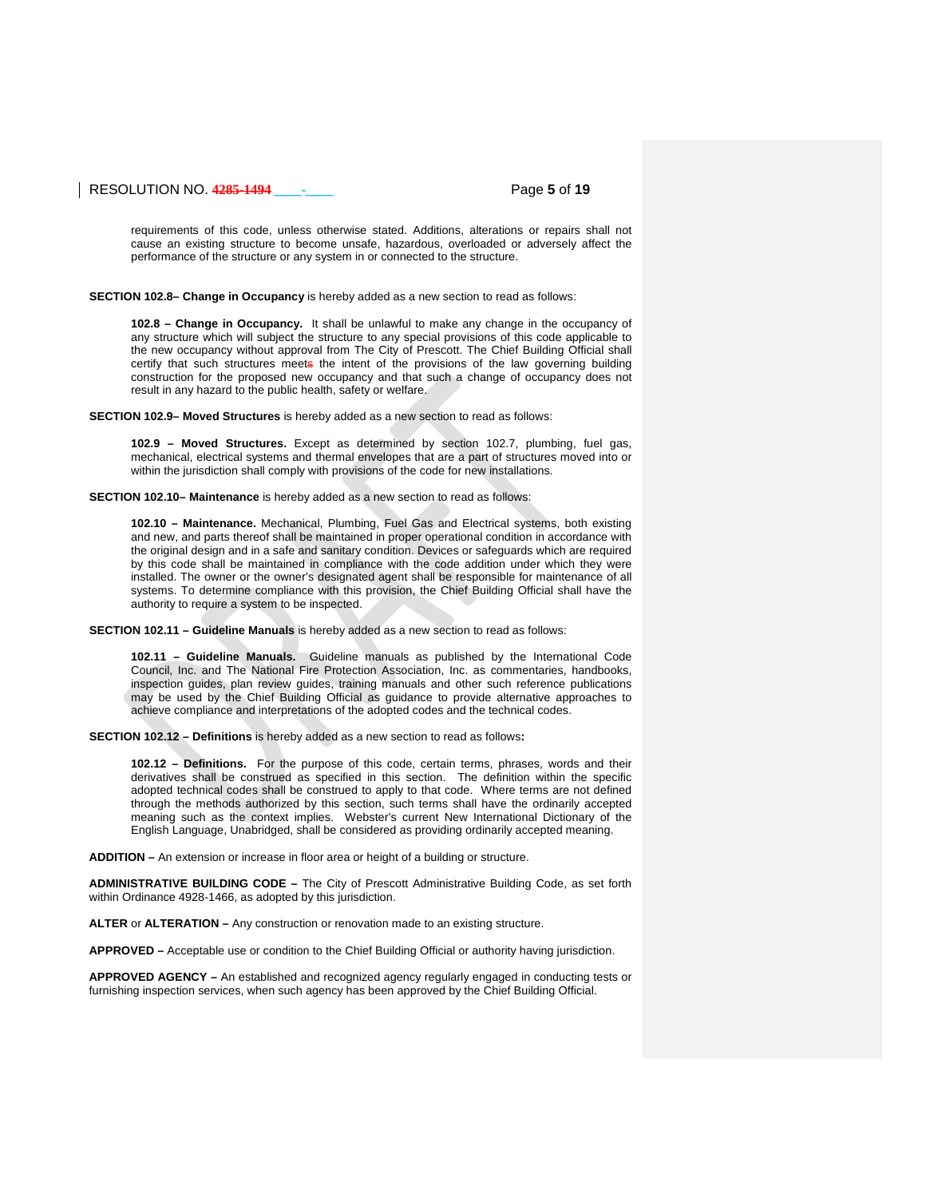requirements of this code, unless otherwise stated. Additions, alterations or repairs shall not cause an existing structure to become unsafe, hazardous, overloaded or adversely affect the performance of the structure or any system in or connected to the structure.

**SECTION 102.8– Change in Occupancy** is hereby added as a new section to read as follows:

**102.8 – Change in Occupancy.** It shall be unlawful to make any change in the occupancy of any structure which will subject the structure to any special provisions of this code applicable to the new occupancy without approval from The City of Prescott. The Chief Building Official shall certify that such structures meets the intent of the provisions of the law governing building construction for the proposed new occupancy and that such a change of occupancy does not result in any hazard to the public health, safety or welfare.

**SECTION 102.9– Moved Structures** is hereby added as a new section to read as follows:

**102.9 – Moved Structures.** Except as determined by section 102.7, plumbing, fuel gas, mechanical, electrical systems and thermal envelopes that are a part of structures moved into or within the jurisdiction shall comply with provisions of the code for new installations.

**SECTION 102.10– Maintenance** is hereby added as a new section to read as follows:

**102.10 – Maintenance.** Mechanical, Plumbing, Fuel Gas and Electrical systems, both existing and new, and parts thereof shall be maintained in proper operational condition in accordance with the original design and in a safe and sanitary condition. Devices or safeguards which are required by this code shall be maintained in compliance with the code addition under which they were installed. The owner or the owner's designated agent shall be responsible for maintenance of all systems. To determine compliance with this provision, the Chief Building Official shall have the authority to require a system to be inspected.

**SECTION 102.11 – Guideline Manuals** is hereby added as a new section to read as follows:

**102.11 – Guideline Manuals.** Guideline manuals as published by the International Code Council, Inc. and The National Fire Protection Association, Inc. as commentaries, handbooks, inspection guides, plan review guides, training manuals and other such reference publications may be used by the Chief Building Official as guidance to provide alternative approaches to achieve compliance and interpretations of the adopted codes and the technical codes.

**SECTION 102.12 – Definitions** is hereby added as a new section to read as follows**:**

**102.12 – Definitions.** For the purpose of this code, certain terms, phrases, words and their derivatives shall be construed as specified in this section. The definition within the specific adopted technical codes shall be construed to apply to that code. Where terms are not defined through the methods authorized by this section, such terms shall have the ordinarily accepted meaning such as the context implies. Webster's current New International Dictionary of the English Language, Unabridged, shall be considered as providing ordinarily accepted meaning.

**ADDITION –** An extension or increase in floor area or height of a building or structure.

**ADMINISTRATIVE BUILDING CODE –** The City of Prescott Administrative Building Code, as set forth within Ordinance 4928-1466, as adopted by this jurisdiction.

**ALTER** or **ALTERATION –** Any construction or renovation made to an existing structure.

**APPROVED –** Acceptable use or condition to the Chief Building Official or authority having jurisdiction.

**APPROVED AGENCY –** An established and recognized agency regularly engaged in conducting tests or furnishing inspection services, when such agency has been approved by the Chief Building Official.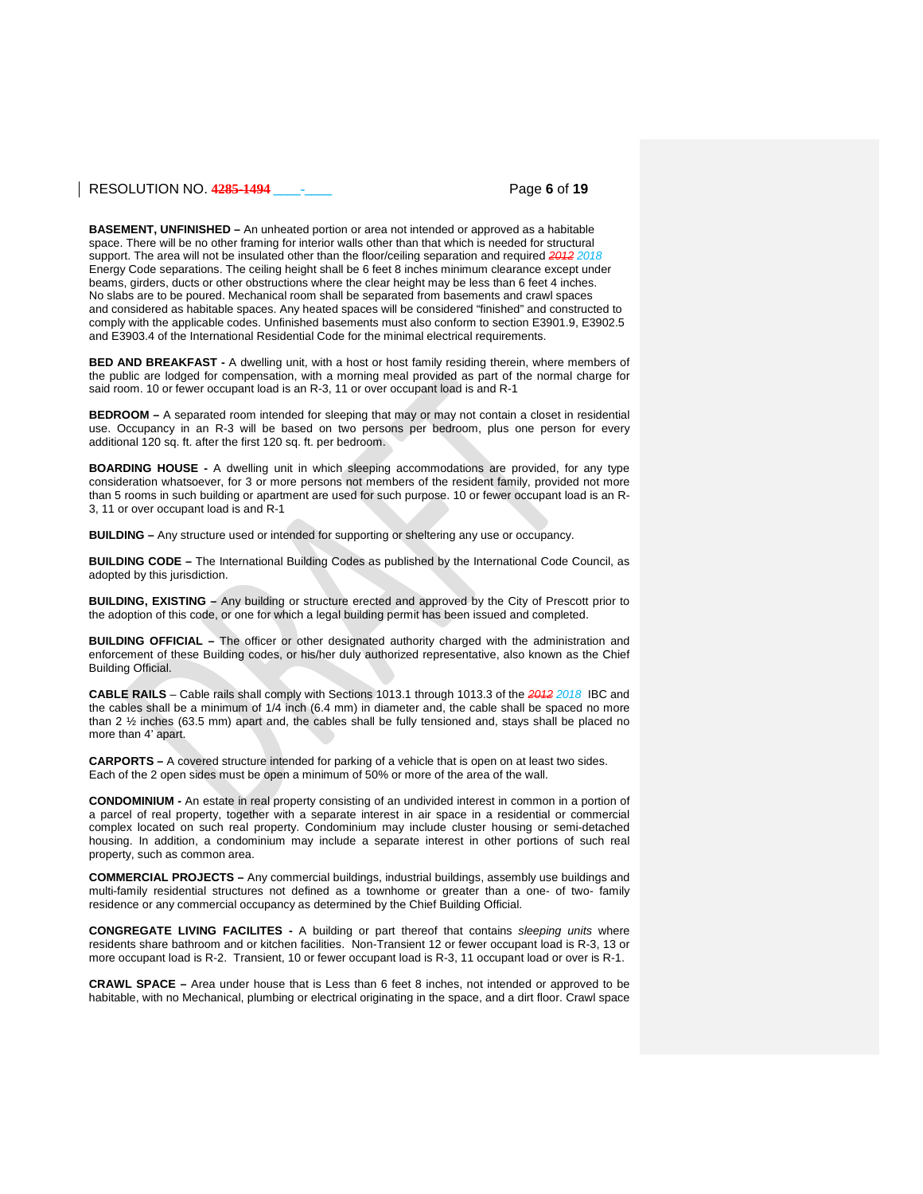**BASEMENT, UNFINISHED –** An unheated portion or area not intended or approved as a habitable space. There will be no other framing for interior walls other than that which is needed for structural support. The area will not be insulated other than the floor/ceiling separation and required ~~2012~~ 2018 Energy Code separations. The ceiling height shall be 6 feet 8 inches minimum clearance except under beams, girders, ducts or other obstructions where the clear height may be less than 6 feet 4 inches. No slabs are to be poured. Mechanical room shall be separated from basements and crawl spaces and considered as habitable spaces. Any heated spaces will be considered "finished" and constructed to comply with the applicable codes. Unfinished basements must also conform to section E3901.9, E3902.5 and E3903.4 of the International Residential Code for the minimal electrical requirements.

**BED AND BREAKFAST -** A dwelling unit, with a host or host family residing therein, where members of the public are lodged for compensation, with a morning meal provided as part of the normal charge for said room. 10 or fewer occupant load is an R-3, 11 or over occupant load is and R-1

**BEDROOM –** A separated room intended for sleeping that may or may not contain a closet in residential use. Occupancy in an R-3 will be based on two persons per bedroom, plus one person for every additional 120 sq. ft. after the first 120 sq. ft. per bedroom.

**BOARDING HOUSE -** A dwelling unit in which sleeping accommodations are provided, for any type consideration whatsoever, for 3 or more persons not members of the resident family, provided not more than 5 rooms in such building or apartment are used for such purpose. 10 or fewer occupant load is an R-3, 11 or over occupant load is and R-1

**BUILDING –** Any structure used or intended for supporting or sheltering any use or occupancy.

**BUILDING CODE –** The International Building Codes as published by the International Code Council, as adopted by this jurisdiction.

**BUILDING, EXISTING –** Any building or structure erected and approved by the City of Prescott prior to the adoption of this code, or one for which a legal building permit has been issued and completed.

**BUILDING OFFICIAL –** The officer or other designated authority charged with the administration and enforcement of these Building codes, or his/her duly authorized representative, also known as the Chief Building Official.

**CABLE RAILS** – Cable rails shall comply with Sections 1013.1 through 1013.3 of the ~~2012~~ 2018 IBC and the cables shall be a minimum of 1/4 inch (6.4 mm) in diameter and, the cable shall be spaced no more than 2 ½ inches (63.5 mm) apart and, the cables shall be fully tensioned and, stays shall be placed no more than 4' apart.

**CARPORTS –** A covered structure intended for parking of a vehicle that is open on at least two sides. Each of the 2 open sides must be open a minimum of 50% or more of the area of the wall.

**CONDOMINIUM -** An estate in real property consisting of an undivided interest in common in a portion of a parcel of real property, together with a separate interest in air space in a residential or commercial complex located on such real property. Condominium may include cluster housing or semi-detached housing. In addition, a condominium may include a separate interest in other portions of such real property, such as common area.

**COMMERCIAL PROJECTS –** Any commercial buildings, industrial buildings, assembly use buildings and multi-family residential structures not defined as a townhome or greater than a one- of two- family residence or any commercial occupancy as determined by the Chief Building Official.

**CONGREGATE LIVING FACILITES -** A building or part thereof that contains *sleeping units* where residents share bathroom and or kitchen facilities. Non-Transient 12 or fewer occupant load is R-3, 13 or more occupant load is R-2. Transient, 10 or fewer occupant load is R-3, 11 occupant load or over is R-1.

**CRAWL SPACE –** Area under house that is Less than 6 feet 8 inches, not intended or approved to be habitable, with no Mechanical, plumbing or electrical originating in the space, and a dirt floor. Crawl space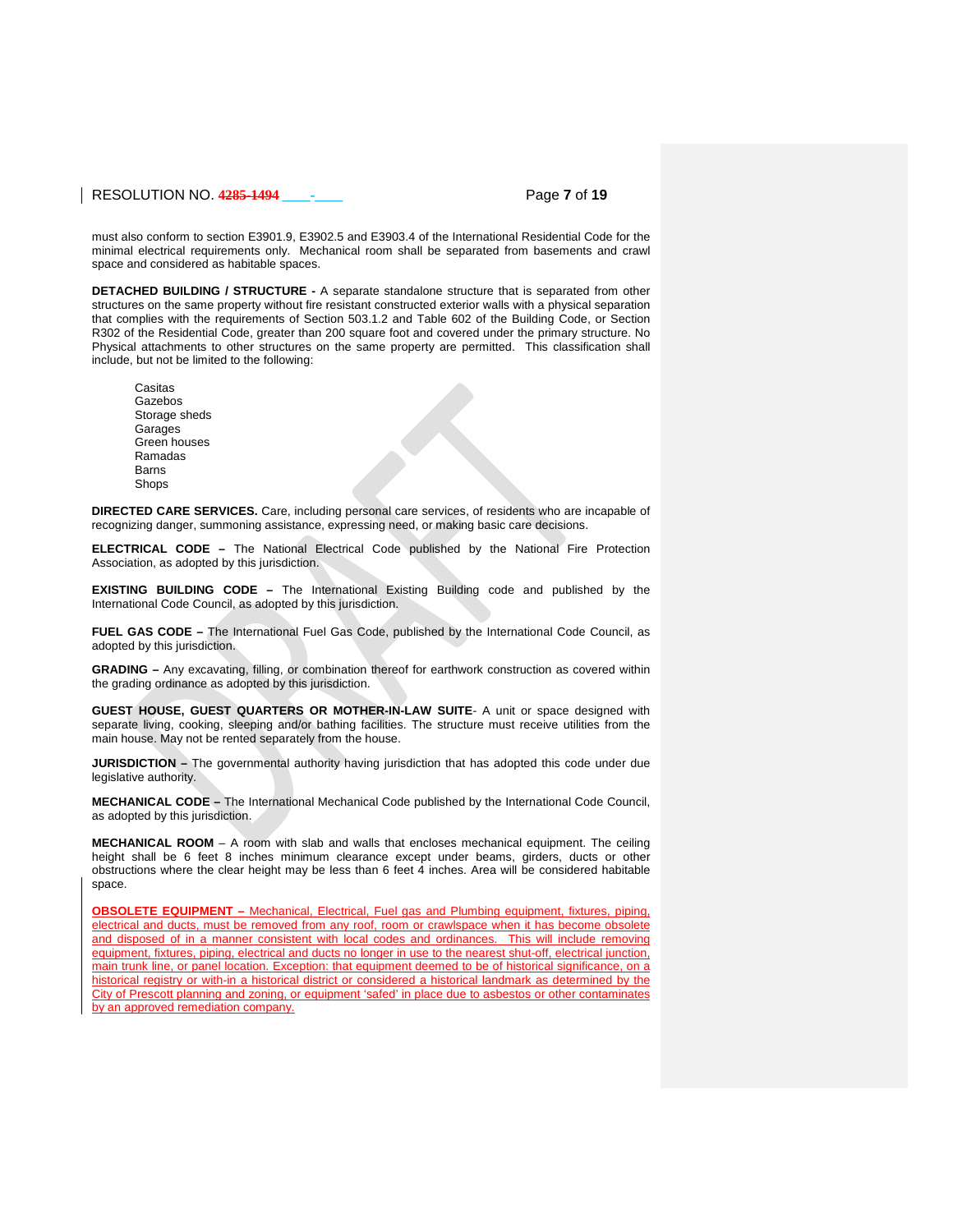must also conform to section E3901.9, E3902.5 and E3903.4 of the International Residential Code for the minimal electrical requirements only. Mechanical room shall be separated from basements and crawl space and considered as habitable spaces.

**DETACHED BUILDING / STRUCTURE -** A separate standalone structure that is separated from other structures on the same property without fire resistant constructed exterior walls with a physical separation that complies with the requirements of Section 503.1.2 and Table 602 of the Building Code, or Section R302 of the Residential Code, greater than 200 square foot and covered under the primary structure. No Physical attachments to other structures on the same property are permitted. This classification shall include, but not be limited to the following:

Casitas
Gazebos
Storage sheds
Garages
Green houses
Ramadas
Barns
Shops

**DIRECTED CARE SERVICES.** Care, including personal care services, of residents who are incapable of recognizing danger, summoning assistance, expressing need, or making basic care decisions.

**ELECTRICAL CODE –** The National Electrical Code published by the National Fire Protection Association, as adopted by this jurisdiction.

**EXISTING BUILDING CODE –** The International Existing Building code and published by the International Code Council, as adopted by this jurisdiction.

**FUEL GAS CODE –** The International Fuel Gas Code, published by the International Code Council, as adopted by this jurisdiction.

**GRADING –** Any excavating, filling, or combination thereof for earthwork construction as covered within the grading ordinance as adopted by this jurisdiction.

**GUEST HOUSE, GUEST QUARTERS OR MOTHER-IN-LAW SUITE**- A unit or space designed with separate living, cooking, sleeping and/or bathing facilities. The structure must receive utilities from the main house. May not be rented separately from the house.

**JURISDICTION –** The governmental authority having jurisdiction that has adopted this code under due legislative authority.

**MECHANICAL CODE –** The International Mechanical Code published by the International Code Council, as adopted by this jurisdiction.

**MECHANICAL ROOM** – A room with slab and walls that encloses mechanical equipment. The ceiling height shall be 6 feet 8 inches minimum clearance except under beams, girders, ducts or other obstructions where the clear height may be less than 6 feet 4 inches. Area will be considered habitable space.

**OBSOLETE EQUIPMENT –** Mechanical, Electrical, Fuel gas and Plumbing equipment, fixtures, piping, electrical and ducts, must be removed from any roof, room or crawlspace when it has become obsolete and disposed of in a manner consistent with local codes and ordinances. This will include removing equipment, fixtures, piping, electrical and ducts no longer in use to the nearest shut-off, electrical junction, main trunk line, or panel location. Exception: that equipment deemed to be of historical significance, on a historical registry or with-in a historical district or considered a historical landmark as determined by the City of Prescott planning and zoning, or equipment 'safed' in place due to asbestos or other contaminates by an approved remediation company.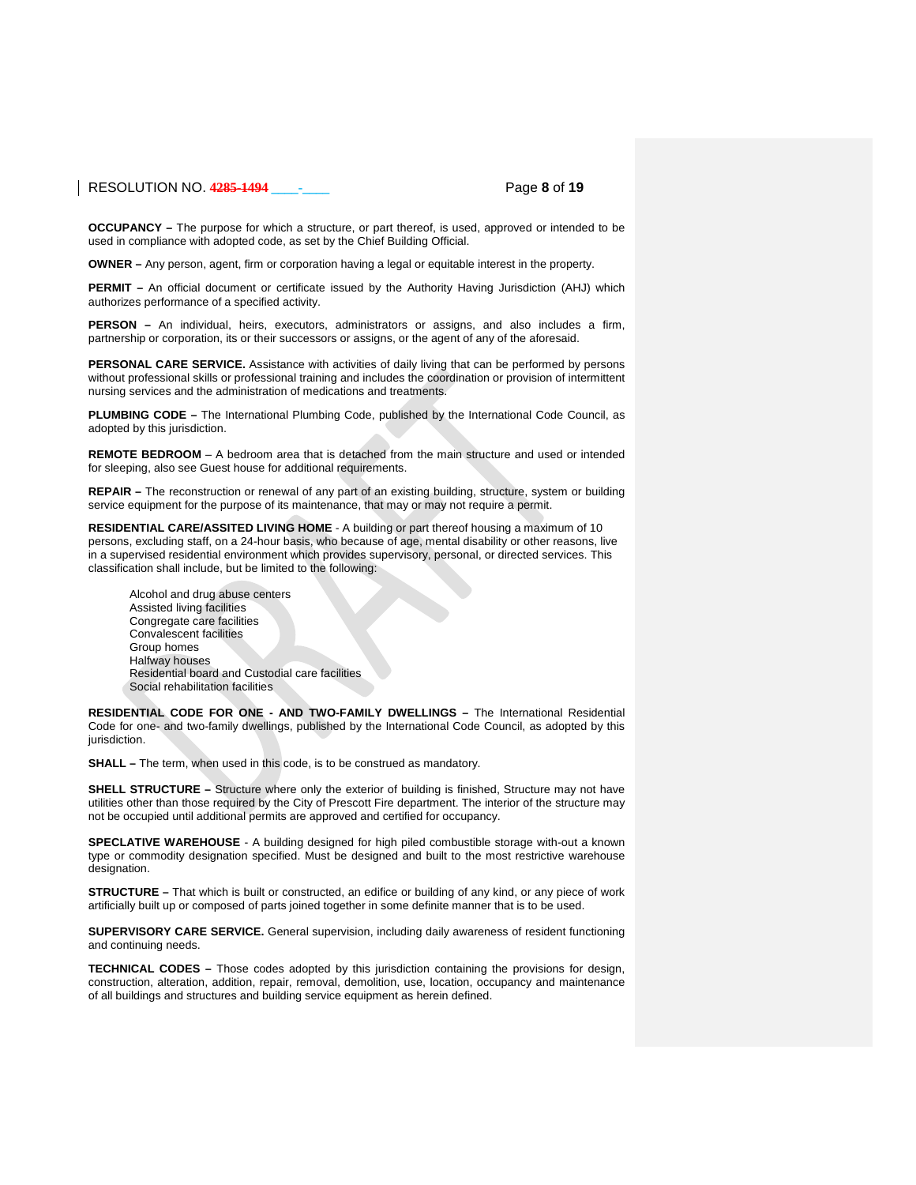**OCCUPANCY –** The purpose for which a structure, or part thereof, is used, approved or intended to be used in compliance with adopted code, as set by the Chief Building Official.

**OWNER –** Any person, agent, firm or corporation having a legal or equitable interest in the property.

**PERMIT –** An official document or certificate issued by the Authority Having Jurisdiction (AHJ) which authorizes performance of a specified activity.

**PERSON –** An individual, heirs, executors, administrators or assigns, and also includes a firm, partnership or corporation, its or their successors or assigns, or the agent of any of the aforesaid.

**PERSONAL CARE SERVICE.** Assistance with activities of daily living that can be performed by persons without professional skills or professional training and includes the coordination or provision of intermittent nursing services and the administration of medications and treatments.

**PLUMBING CODE –** The International Plumbing Code, published by the International Code Council, as adopted by this jurisdiction.

**REMOTE BEDROOM** – A bedroom area that is detached from the main structure and used or intended for sleeping, also see Guest house for additional requirements.

**REPAIR –** The reconstruction or renewal of any part of an existing building, structure, system or building service equipment for the purpose of its maintenance, that may or may not require a permit.

**RESIDENTIAL CARE/ASSITED LIVING HOME** - A building or part thereof housing a maximum of 10 persons, excluding staff, on a 24-hour basis, who because of age, mental disability or other reasons, live in a supervised residential environment which provides supervisory, personal, or directed services. This classification shall include, but be limited to the following:

- Alcohol and drug abuse centers
- Assisted living facilities
- Congregate care facilities
- Convalescent facilities
- Group homes
- Halfway houses
- Residential board and Custodial care facilities
- Social rehabilitation facilities

**RESIDENTIAL CODE FOR ONE - AND TWO-FAMILY DWELLINGS –** The International Residential Code for one- and two-family dwellings, published by the International Code Council, as adopted by this jurisdiction.

**SHALL –** The term, when used in this code, is to be construed as mandatory.

**SHELL STRUCTURE –** Structure where only the exterior of building is finished, Structure may not have utilities other than those required by the City of Prescott Fire department. The interior of the structure may not be occupied until additional permits are approved and certified for occupancy.

**SPECLATIVE WAREHOUSE** - A building designed for high piled combustible storage with-out a known type or commodity designation specified. Must be designed and built to the most restrictive warehouse designation.

**STRUCTURE –** That which is built or constructed, an edifice or building of any kind, or any piece of work artificially built up or composed of parts joined together in some definite manner that is to be used.

**SUPERVISORY CARE SERVICE.** General supervision, including daily awareness of resident functioning and continuing needs.

**TECHNICAL CODES –** Those codes adopted by this jurisdiction containing the provisions for design, construction, alteration, addition, repair, removal, demolition, use, location, occupancy and maintenance of all buildings and structures and building service equipment as herein defined.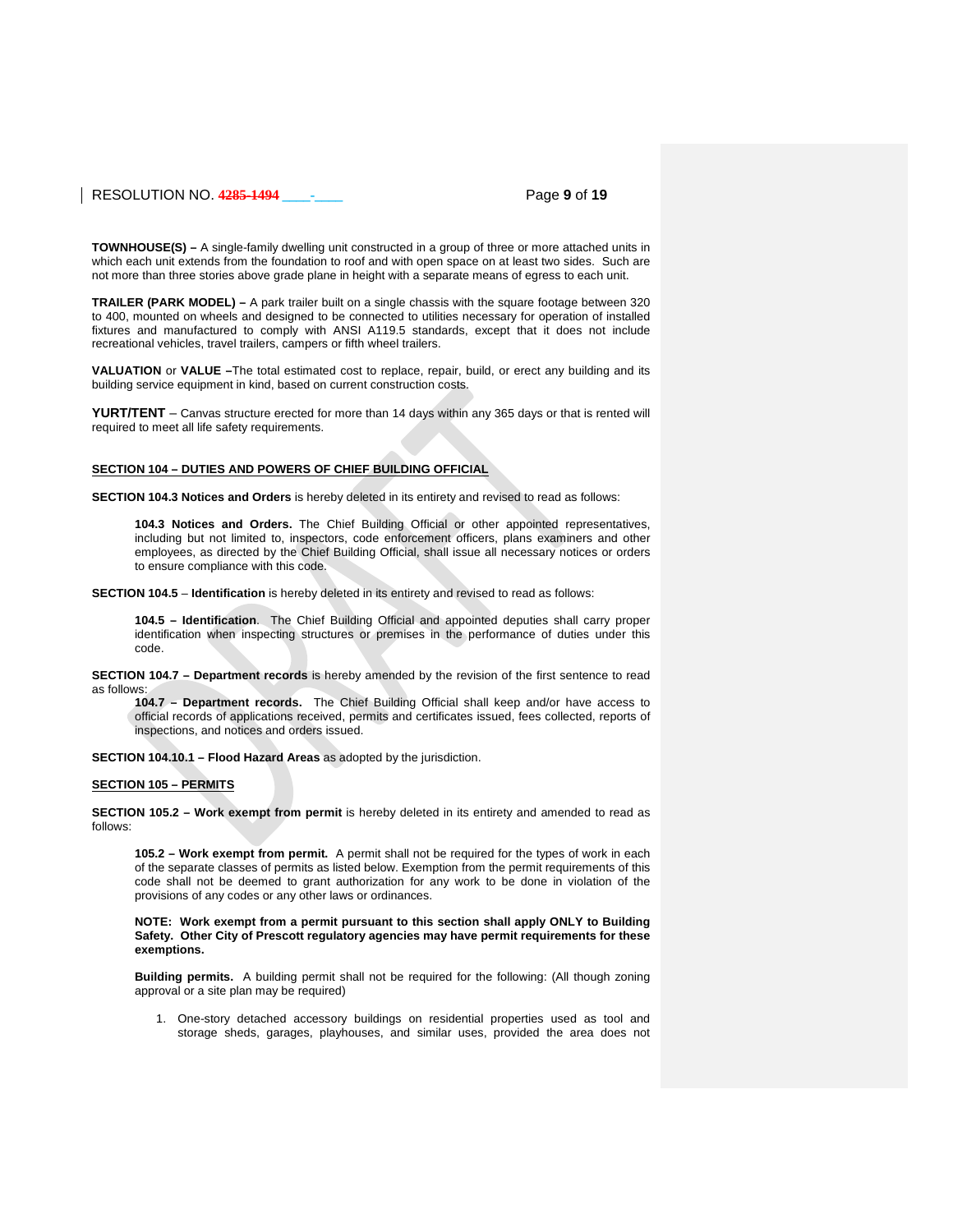**TOWNHOUSE(S) –** A single-family dwelling unit constructed in a group of three or more attached units in which each unit extends from the foundation to roof and with open space on at least two sides. Such are not more than three stories above grade plane in height with a separate means of egress to each unit.

**TRAILER (PARK MODEL) –** A park trailer built on a single chassis with the square footage between 320 to 400, mounted on wheels and designed to be connected to utilities necessary for operation of installed fixtures and manufactured to comply with ANSI A119.5 standards, except that it does not include recreational vehicles, travel trailers, campers or fifth wheel trailers.

**VALUATION** or **VALUE –**The total estimated cost to replace, repair, build, or erect any building and its building service equipment in kind, based on current construction costs.

**YURT/TENT** – Canvas structure erected for more than 14 days within any 365 days or that is rented will required to meet all life safety requirements.

**SECTION 104 – DUTIES AND POWERS OF CHIEF BUILDING OFFICIAL**

**SECTION 104.3 Notices and Orders** is hereby deleted in its entirety and revised to read as follows:

> **104.3 Notices and Orders.** The Chief Building Official or other appointed representatives, including but not limited to, inspectors, code enforcement officers, plans examiners and other employees, as directed by the Chief Building Official, shall issue all necessary notices or orders to ensure compliance with this code.

**SECTION 104.5** – **Identification** is hereby deleted in its entirety and revised to read as follows:

> **104.5 – Identification**. The Chief Building Official and appointed deputies shall carry proper identification when inspecting structures or premises in the performance of duties under this code.

**SECTION 104.7 – Department records** is hereby amended by the revision of the first sentence to read as follows:

> **104.7 – Department records.** The Chief Building Official shall keep and/or have access to official records of applications received, permits and certificates issued, fees collected, reports of inspections, and notices and orders issued.

**SECTION 104.10.1 – Flood Hazard Areas** as adopted by the jurisdiction.

**SECTION 105 – PERMITS**

**SECTION 105.2 – Work exempt from permit** is hereby deleted in its entirety and amended to read as follows:

> **105.2 – Work exempt from permit.** A permit shall not be required for the types of work in each of the separate classes of permits as listed below. Exemption from the permit requirements of this code shall not be deemed to grant authorization for any work to be done in violation of the provisions of any codes or any other laws or ordinances.
>
> **NOTE: Work exempt from a permit pursuant to this section shall apply ONLY to Building Safety. Other City of Prescott regulatory agencies may have permit requirements for these exemptions.**
>
> **Building permits.** A building permit shall not be required for the following: (All though zoning approval or a site plan may be required)
>
> 1. One-story detached accessory buildings on residential properties used as tool and storage sheds, garages, playhouses, and similar uses, provided the area does not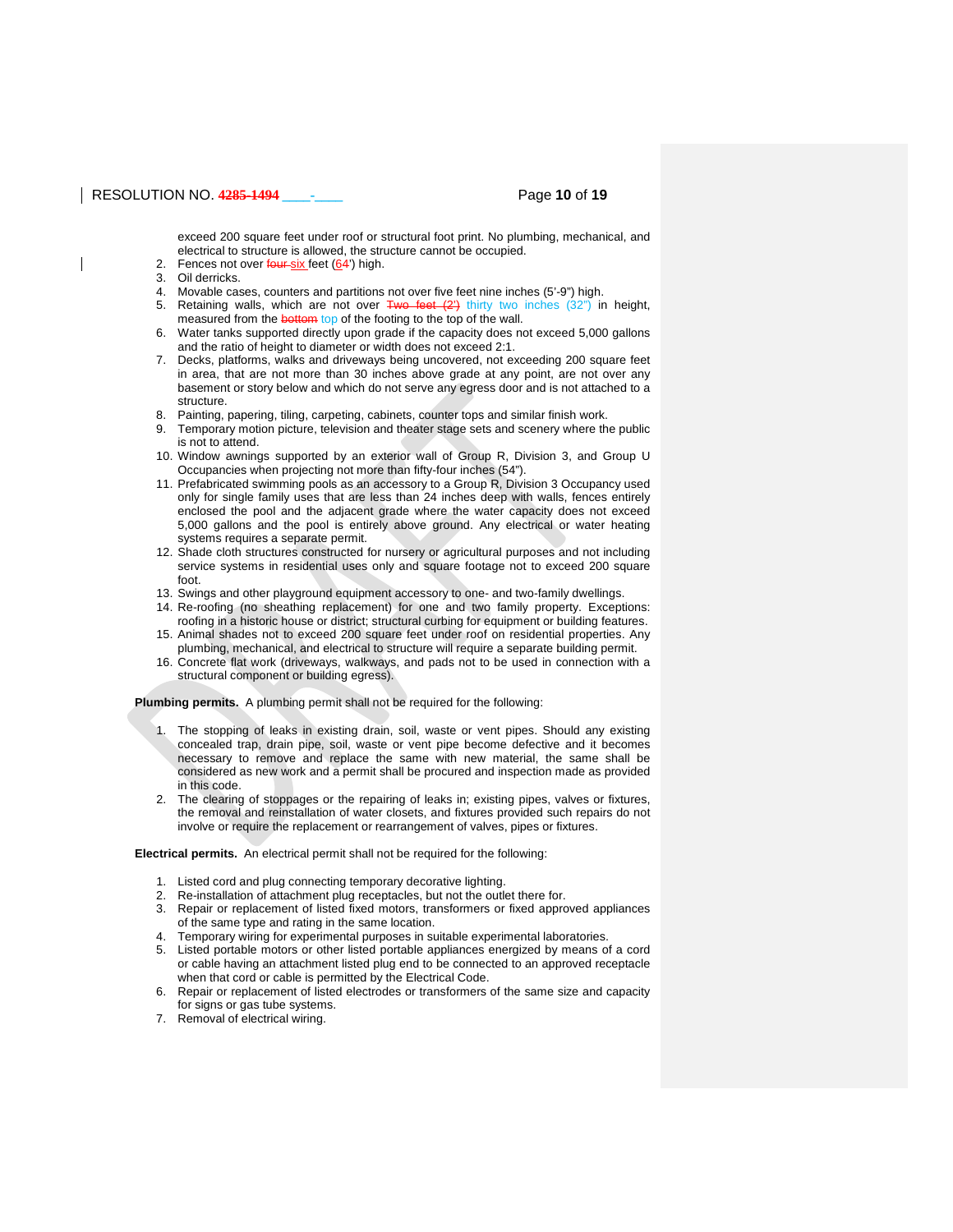exceed 200 square feet under roof or structural foot print. No plumbing, mechanical, and electrical to structure is allowed, the structure cannot be occupied.

2. Fences not over ~~four~~ six feet (~~6~~4') high.
3. Oil derricks.
4. Movable cases, counters and partitions not over five feet nine inches (5'-9") high.
5. Retaining walls, which are not over ~~Two feet (2')~~ thirty two inches (32") in height, measured from the ~~bottom~~ top of the footing to the top of the wall.
6. Water tanks supported directly upon grade if the capacity does not exceed 5,000 gallons and the ratio of height to diameter or width does not exceed 2:1.
7. Decks, platforms, walks and driveways being uncovered, not exceeding 200 square feet in area, that are not more than 30 inches above grade at any point, are not over any basement or story below and which do not serve any egress door and is not attached to a structure.
8. Painting, papering, tiling, carpeting, cabinets, counter tops and similar finish work.
9. Temporary motion picture, television and theater stage sets and scenery where the public is not to attend.
10. Window awnings supported by an exterior wall of Group R, Division 3, and Group U Occupancies when projecting not more than fifty-four inches (54").
11. Prefabricated swimming pools as an accessory to a Group R, Division 3 Occupancy used only for single family uses that are less than 24 inches deep with walls, fences entirely enclosed the pool and the adjacent grade where the water capacity does not exceed 5,000 gallons and the pool is entirely above ground. Any electrical or water heating systems requires a separate permit.
12. Shade cloth structures constructed for nursery or agricultural purposes and not including service systems in residential uses only and square footage not to exceed 200 square foot.
13. Swings and other playground equipment accessory to one- and two-family dwellings.
14. Re-roofing (no sheathing replacement) for one and two family property. Exceptions: roofing in a historic house or district; structural curbing for equipment or building features.
15. Animal shades not to exceed 200 square feet under roof on residential properties. Any plumbing, mechanical, and electrical to structure will require a separate building permit.
16. Concrete flat work (driveways, walkways, and pads not to be used in connection with a structural component or building egress).

**Plumbing permits.** A plumbing permit shall not be required for the following:

1. The stopping of leaks in existing drain, soil, waste or vent pipes. Should any existing concealed trap, drain pipe, soil, waste or vent pipe become defective and it becomes necessary to remove and replace the same with new material, the same shall be considered as new work and a permit shall be procured and inspection made as provided in this code.
2. The clearing of stoppages or the repairing of leaks in; existing pipes, valves or fixtures, the removal and reinstallation of water closets, and fixtures provided such repairs do not involve or require the replacement or rearrangement of valves, pipes or fixtures.

**Electrical permits.** An electrical permit shall not be required for the following:

1. Listed cord and plug connecting temporary decorative lighting.
2. Re-installation of attachment plug receptacles, but not the outlet there for.
3. Repair or replacement of listed fixed motors, transformers or fixed approved appliances of the same type and rating in the same location.
4. Temporary wiring for experimental purposes in suitable experimental laboratories.
5. Listed portable motors or other listed portable appliances energized by means of a cord or cable having an attachment listed plug end to be connected to an approved receptacle when that cord or cable is permitted by the Electrical Code.
6. Repair or replacement of listed electrodes or transformers of the same size and capacity for signs or gas tube systems.
7. Removal of electrical wiring.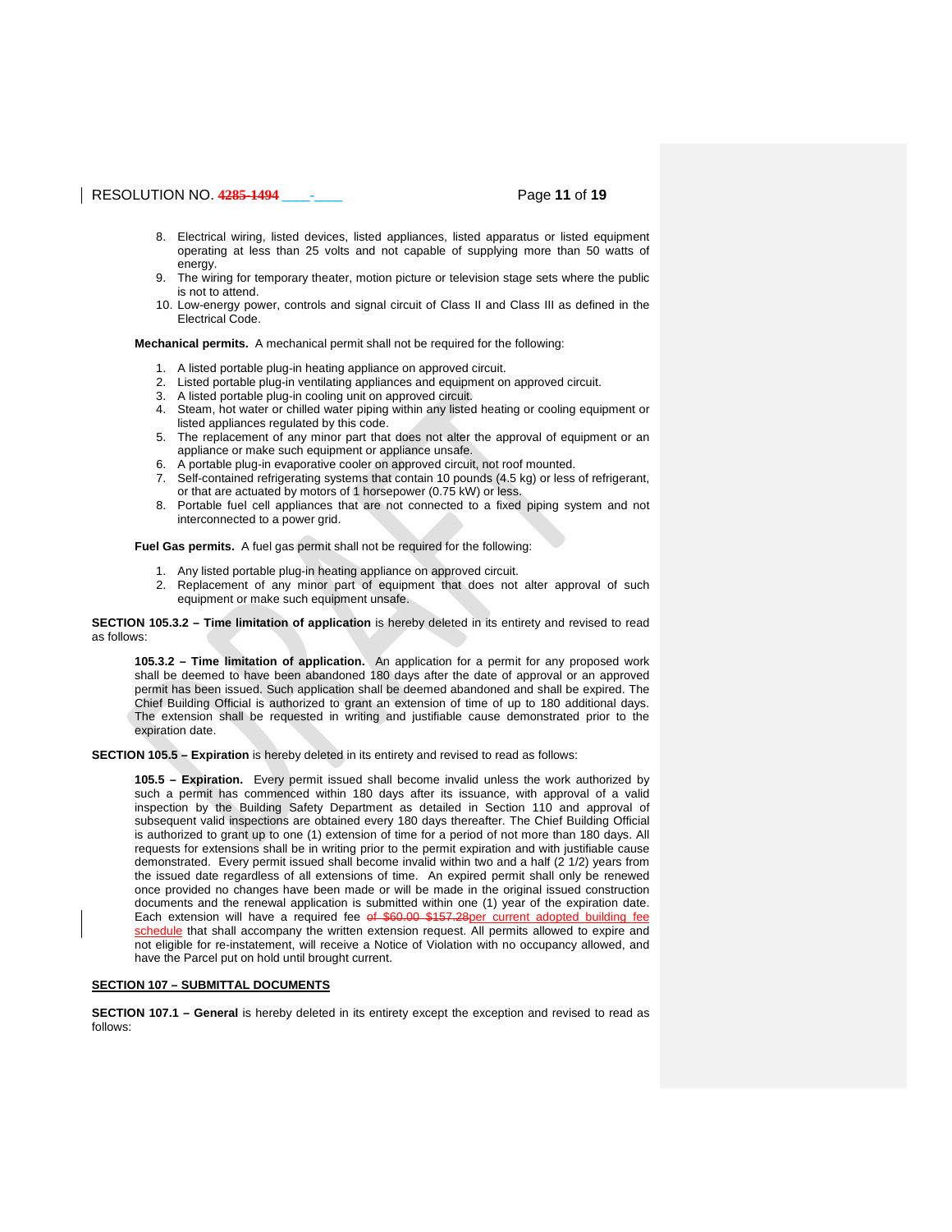8. Electrical wiring, listed devices, listed appliances, listed apparatus or listed equipment operating at less than 25 volts and not capable of supplying more than 50 watts of energy.
9. The wiring for temporary theater, motion picture or television stage sets where the public is not to attend.
10. Low-energy power, controls and signal circuit of Class II and Class III as defined in the Electrical Code.

**Mechanical permits.** A mechanical permit shall not be required for the following:

1. A listed portable plug-in heating appliance on approved circuit.
2. Listed portable plug-in ventilating appliances and equipment on approved circuit.
3. A listed portable plug-in cooling unit on approved circuit.
4. Steam, hot water or chilled water piping within any listed heating or cooling equipment or listed appliances regulated by this code.
5. The replacement of any minor part that does not alter the approval of equipment or an appliance or make such equipment or appliance unsafe.
6. A portable plug-in evaporative cooler on approved circuit, not roof mounted.
7. Self-contained refrigerating systems that contain 10 pounds (4.5 kg) or less of refrigerant, or that are actuated by motors of 1 horsepower (0.75 kW) or less.
8. Portable fuel cell appliances that are not connected to a fixed piping system and not interconnected to a power grid.

**Fuel Gas permits.** A fuel gas permit shall not be required for the following:

1. Any listed portable plug-in heating appliance on approved circuit.
2. Replacement of any minor part of equipment that does not alter approval of such equipment or make such equipment unsafe.

**SECTION 105.3.2 – Time limitation of application** is hereby deleted in its entirety and revised to read as follows:

> **105.3.2 – Time limitation of application.** An application for a permit for any proposed work shall be deemed to have been abandoned 180 days after the date of approval or an approved permit has been issued. Such application shall be deemed abandoned and shall be expired. The Chief Building Official is authorized to grant an extension of time of up to 180 additional days. The extension shall be requested in writing and justifiable cause demonstrated prior to the expiration date.

**SECTION 105.5 – Expiration** is hereby deleted in its entirety and revised to read as follows:

> **105.5 – Expiration.** Every permit issued shall become invalid unless the work authorized by such a permit has commenced within 180 days after its issuance, with approval of a valid inspection by the Building Safety Department as detailed in Section 110 and approval of subsequent valid inspections are obtained every 180 days thereafter. The Chief Building Official is authorized to grant up to one (1) extension of time for a period of not more than 180 days. All requests for extensions shall be in writing prior to the permit expiration and with justifiable cause demonstrated. Every permit issued shall become invalid within two and a half (2 1/2) years from the issued date regardless of all extensions of time. An expired permit shall only be renewed once provided no changes have been made or will be made in the original issued construction documents and the renewal application is submitted within one (1) year of the expiration date. Each extension will have a required fee ~~of \$60.00 \$157.28~~per current adopted building fee schedule that shall accompany the written extension request. All permits allowed to expire and not eligible for re-instatement, will receive a Notice of Violation with no occupancy allowed, and have the Parcel put on hold until brought current.

**SECTION 107 – SUBMITTAL DOCUMENTS**

**SECTION 107.1 – General** is hereby deleted in its entirety except the exception and revised to read as follows: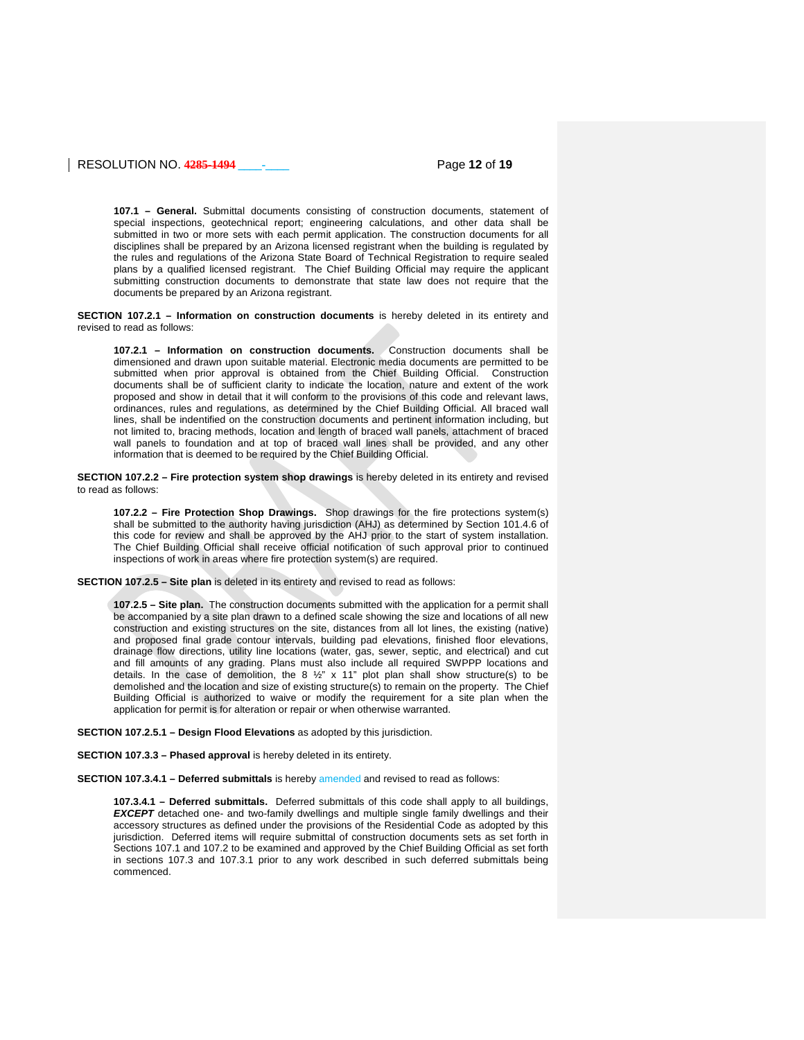**107.1 – General.** Submittal documents consisting of construction documents, statement of special inspections, geotechnical report; engineering calculations, and other data shall be submitted in two or more sets with each permit application. The construction documents for all disciplines shall be prepared by an Arizona licensed registrant when the building is regulated by the rules and regulations of the Arizona State Board of Technical Registration to require sealed plans by a qualified licensed registrant. The Chief Building Official may require the applicant submitting construction documents to demonstrate that state law does not require that the documents be prepared by an Arizona registrant.

**SECTION 107.2.1 – Information on construction documents** is hereby deleted in its entirety and revised to read as follows:

**107.2.1 – Information on construction documents.** Construction documents shall be dimensioned and drawn upon suitable material. Electronic media documents are permitted to be submitted when prior approval is obtained from the Chief Building Official. Construction documents shall be of sufficient clarity to indicate the location, nature and extent of the work proposed and show in detail that it will conform to the provisions of this code and relevant laws, ordinances, rules and regulations, as determined by the Chief Building Official. All braced wall lines, shall be indentified on the construction documents and pertinent information including, but not limited to, bracing methods, location and length of braced wall panels, attachment of braced wall panels to foundation and at top of braced wall lines shall be provided, and any other information that is deemed to be required by the Chief Building Official.

**SECTION 107.2.2 – Fire protection system shop drawings** is hereby deleted in its entirety and revised to read as follows:

**107.2.2 – Fire Protection Shop Drawings.** Shop drawings for the fire protections system(s) shall be submitted to the authority having jurisdiction (AHJ) as determined by Section 101.4.6 of this code for review and shall be approved by the AHJ prior to the start of system installation. The Chief Building Official shall receive official notification of such approval prior to continued inspections of work in areas where fire protection system(s) are required.

**SECTION 107.2.5 – Site plan** is deleted in its entirety and revised to read as follows:

**107.2.5 – Site plan.** The construction documents submitted with the application for a permit shall be accompanied by a site plan drawn to a defined scale showing the size and locations of all new construction and existing structures on the site, distances from all lot lines, the existing (native) and proposed final grade contour intervals, building pad elevations, finished floor elevations, drainage flow directions, utility line locations (water, gas, sewer, septic, and electrical) and cut and fill amounts of any grading. Plans must also include all required SWPPP locations and details. In the case of demolition, the 8 ½" x 11" plot plan shall show structure(s) to be demolished and the location and size of existing structure(s) to remain on the property. The Chief Building Official is authorized to waive or modify the requirement for a site plan when the application for permit is for alteration or repair or when otherwise warranted.

**SECTION 107.2.5.1 – Design Flood Elevations** as adopted by this jurisdiction.

**SECTION 107.3.3 – Phased approval** is hereby deleted in its entirety.

**SECTION 107.3.4.1 – Deferred submittals** is hereby amended and revised to read as follows:

**107.3.4.1 – Deferred submittals.** Deferred submittals of this code shall apply to all buildings, ***EXCEPT*** detached one- and two-family dwellings and multiple single family dwellings and their accessory structures as defined under the provisions of the Residential Code as adopted by this jurisdiction. Deferred items will require submittal of construction documents sets as set forth in Sections 107.1 and 107.2 to be examined and approved by the Chief Building Official as set forth in sections 107.3 and 107.3.1 prior to any work described in such deferred submittals being commenced.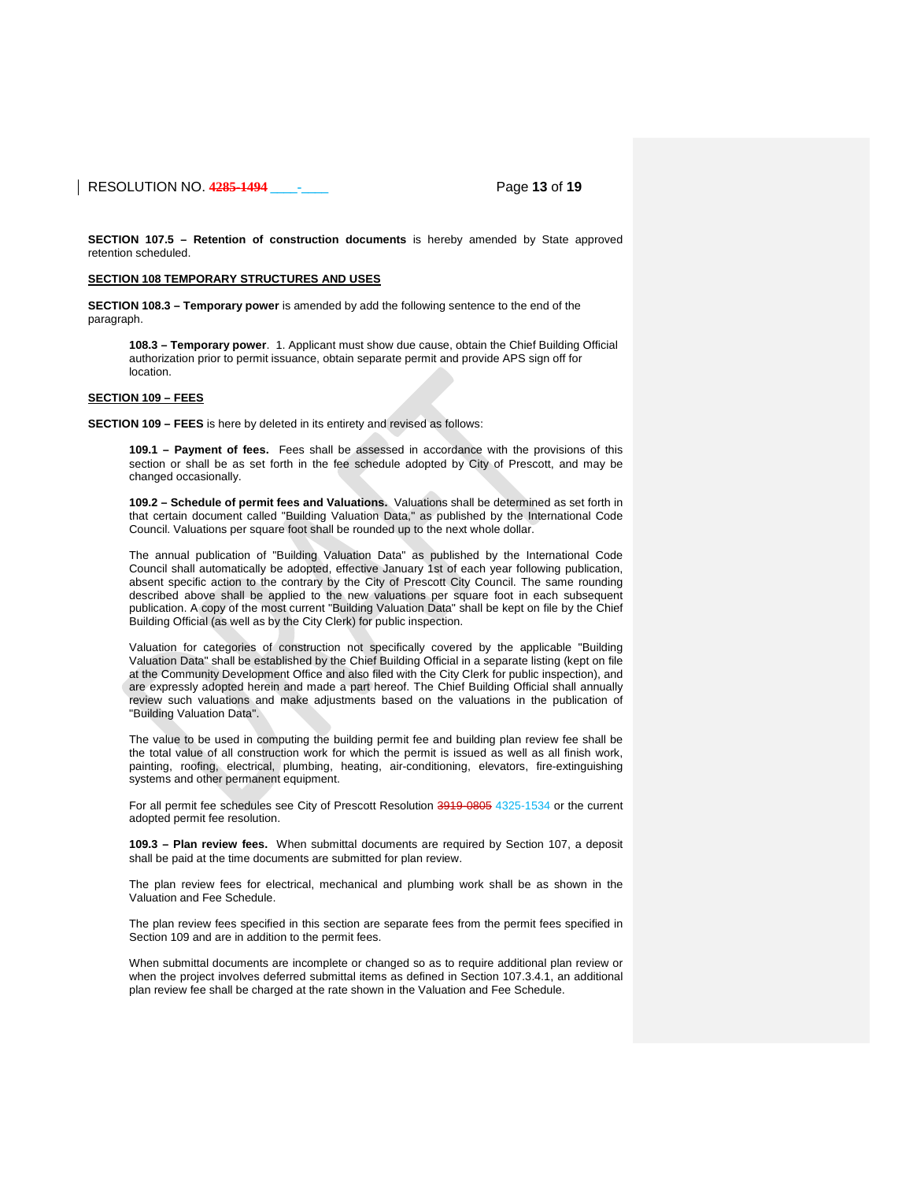**SECTION 107.5 – Retention of construction documents** is hereby amended by State approved retention scheduled.

**SECTION 108 TEMPORARY STRUCTURES AND USES**

**SECTION 108.3 – Temporary power** is amended by add the following sentence to the end of the paragraph.

> **108.3 – Temporary power**. 1. Applicant must show due cause, obtain the Chief Building Official authorization prior to permit issuance, obtain separate permit and provide APS sign off for location.

**SECTION 109 – FEES**

**SECTION 109 – FEES** is here by deleted in its entirety and revised as follows:

> **109.1 – Payment of fees.** Fees shall be assessed in accordance with the provisions of this section or shall be as set forth in the fee schedule adopted by City of Prescott, and may be changed occasionally.
>
> **109.2 – Schedule of permit fees and Valuations.** Valuations shall be determined as set forth in that certain document called "Building Valuation Data," as published by the International Code Council. Valuations per square foot shall be rounded up to the next whole dollar.
>
> The annual publication of "Building Valuation Data" as published by the International Code Council shall automatically be adopted, effective January 1st of each year following publication, absent specific action to the contrary by the City of Prescott City Council. The same rounding described above shall be applied to the new valuations per square foot in each subsequent publication. A copy of the most current "Building Valuation Data" shall be kept on file by the Chief Building Official (as well as by the City Clerk) for public inspection.
>
> Valuation for categories of construction not specifically covered by the applicable "Building Valuation Data" shall be established by the Chief Building Official in a separate listing (kept on file at the Community Development Office and also filed with the City Clerk for public inspection), and are expressly adopted herein and made a part hereof. The Chief Building Official shall annually review such valuations and make adjustments based on the valuations in the publication of "Building Valuation Data".
>
> The value to be used in computing the building permit fee and building plan review fee shall be the total value of all construction work for which the permit is issued as well as all finish work, painting, roofing, electrical, plumbing, heating, air-conditioning, elevators, fire-extinguishing systems and other permanent equipment.
>
> For all permit fee schedules see City of Prescott Resolution ~~3919-0805~~ 4325-1534 or the current adopted permit fee resolution.
>
> **109.3 – Plan review fees.** When submittal documents are required by Section 107, a deposit shall be paid at the time documents are submitted for plan review.
>
> The plan review fees for electrical, mechanical and plumbing work shall be as shown in the Valuation and Fee Schedule.
>
> The plan review fees specified in this section are separate fees from the permit fees specified in Section 109 and are in addition to the permit fees.
>
> When submittal documents are incomplete or changed so as to require additional plan review or when the project involves deferred submittal items as defined in Section 107.3.4.1, an additional plan review fee shall be charged at the rate shown in the Valuation and Fee Schedule.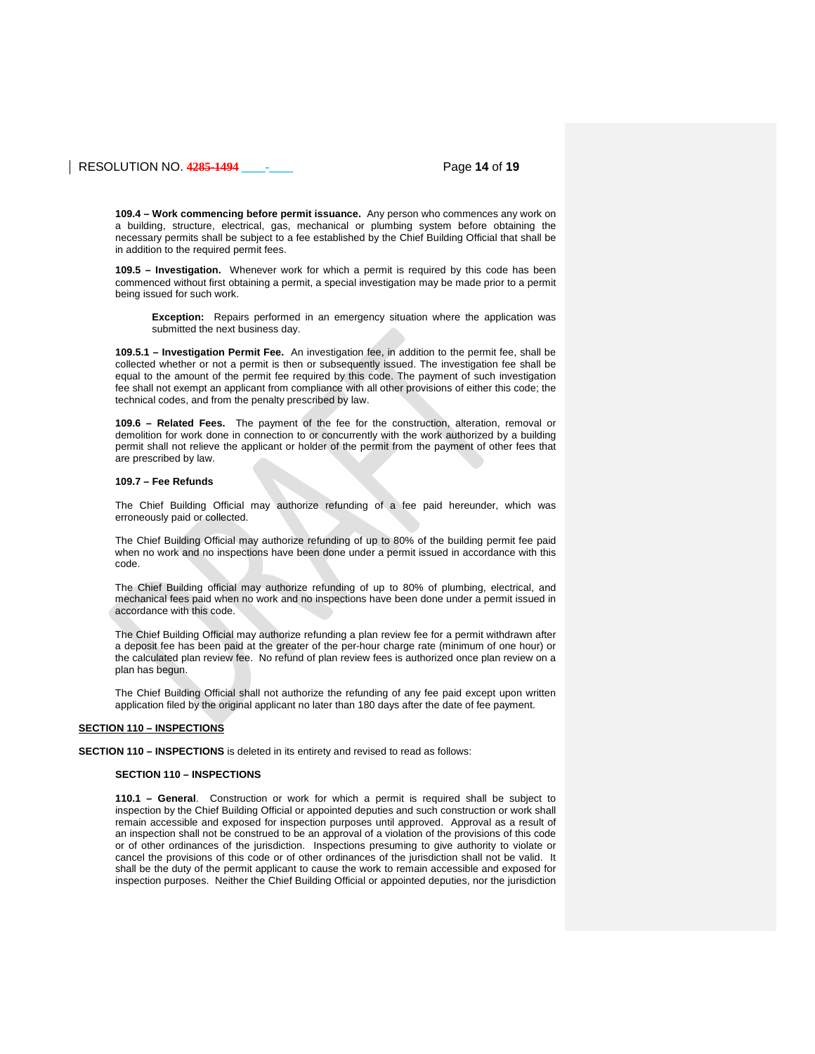**109.4 – Work commencing before permit issuance.** Any person who commences any work on a building, structure, electrical, gas, mechanical or plumbing system before obtaining the necessary permits shall be subject to a fee established by the Chief Building Official that shall be in addition to the required permit fees.

**109.5 – Investigation.** Whenever work for which a permit is required by this code has been commenced without first obtaining a permit, a special investigation may be made prior to a permit being issued for such work.

> **Exception:** Repairs performed in an emergency situation where the application was submitted the next business day.

**109.5.1 – Investigation Permit Fee.** An investigation fee, in addition to the permit fee, shall be collected whether or not a permit is then or subsequently issued. The investigation fee shall be equal to the amount of the permit fee required by this code. The payment of such investigation fee shall not exempt an applicant from compliance with all other provisions of either this code; the technical codes, and from the penalty prescribed by law.

**109.6 – Related Fees.** The payment of the fee for the construction, alteration, removal or demolition for work done in connection to or concurrently with the work authorized by a building permit shall not relieve the applicant or holder of the permit from the payment of other fees that are prescribed by law.

**109.7 – Fee Refunds**

The Chief Building Official may authorize refunding of a fee paid hereunder, which was erroneously paid or collected.

The Chief Building Official may authorize refunding of up to 80% of the building permit fee paid when no work and no inspections have been done under a permit issued in accordance with this code.

The Chief Building official may authorize refunding of up to 80% of plumbing, electrical, and mechanical fees paid when no work and no inspections have been done under a permit issued in accordance with this code.

The Chief Building Official may authorize refunding a plan review fee for a permit withdrawn after a deposit fee has been paid at the greater of the per-hour charge rate (minimum of one hour) or the calculated plan review fee. No refund of plan review fees is authorized once plan review on a plan has begun.

The Chief Building Official shall not authorize the refunding of any fee paid except upon written application filed by the original applicant no later than 180 days after the date of fee payment.

**SECTION 110 – INSPECTIONS**

**SECTION 110 – INSPECTIONS** is deleted in its entirety and revised to read as follows:

**SECTION 110 – INSPECTIONS**

**110.1 – General**. Construction or work for which a permit is required shall be subject to inspection by the Chief Building Official or appointed deputies and such construction or work shall remain accessible and exposed for inspection purposes until approved. Approval as a result of an inspection shall not be construed to be an approval of a violation of the provisions of this code or of other ordinances of the jurisdiction. Inspections presuming to give authority to violate or cancel the provisions of this code or of other ordinances of the jurisdiction shall not be valid. It shall be the duty of the permit applicant to cause the work to remain accessible and exposed for inspection purposes. Neither the Chief Building Official or appointed deputies, nor the jurisdiction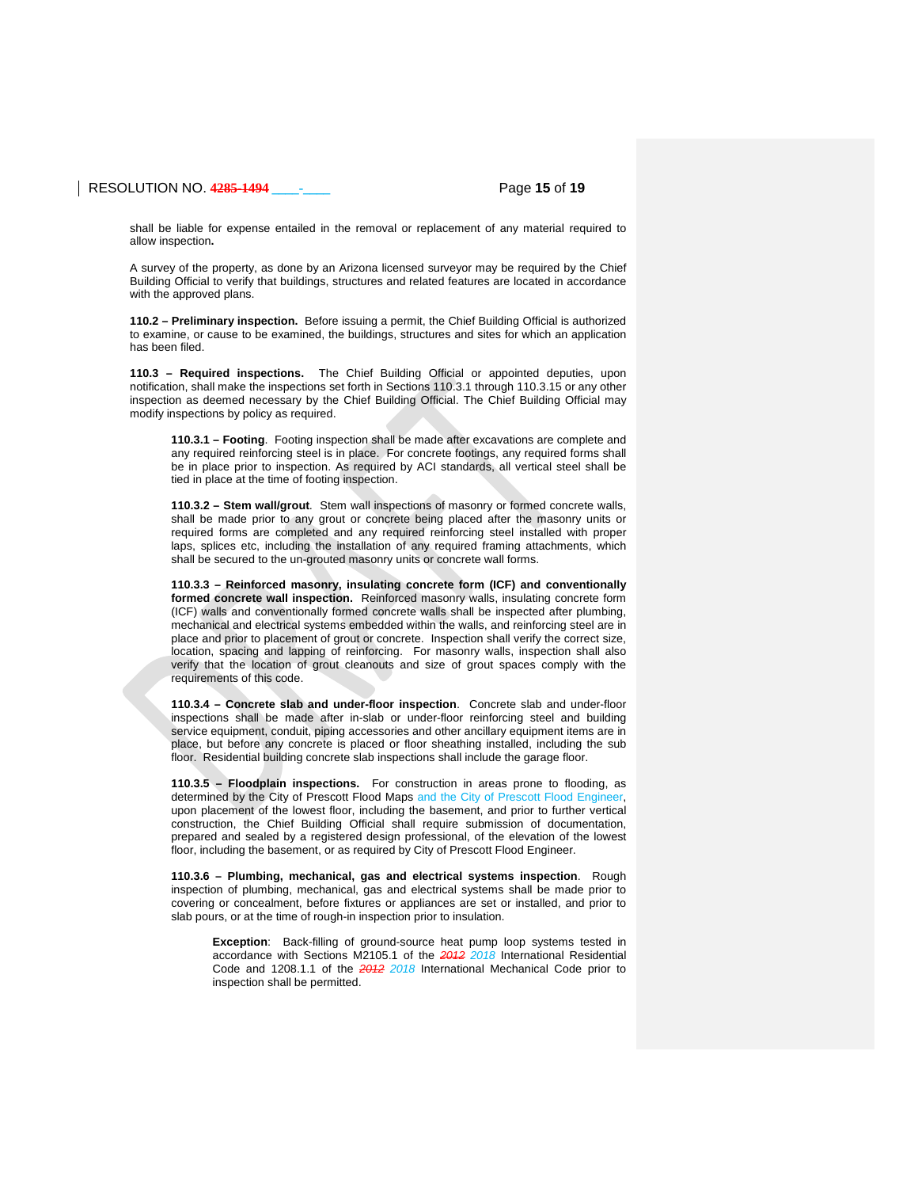shall be liable for expense entailed in the removal or replacement of any material required to allow inspection**.**

A survey of the property, as done by an Arizona licensed surveyor may be required by the Chief Building Official to verify that buildings, structures and related features are located in accordance with the approved plans.

**110.2 – Preliminary inspection.** Before issuing a permit, the Chief Building Official is authorized to examine, or cause to be examined, the buildings, structures and sites for which an application has been filed.

**110.3 – Required inspections.** The Chief Building Official or appointed deputies, upon notification, shall make the inspections set forth in Sections 110.3.1 through 110.3.15 or any other inspection as deemed necessary by the Chief Building Official. The Chief Building Official may modify inspections by policy as required.

**110.3.1 – Footing**. Footing inspection shall be made after excavations are complete and any required reinforcing steel is in place. For concrete footings, any required forms shall be in place prior to inspection. As required by ACI standards, all vertical steel shall be tied in place at the time of footing inspection.

**110.3.2 – Stem wall/grout**. Stem wall inspections of masonry or formed concrete walls, shall be made prior to any grout or concrete being placed after the masonry units or required forms are completed and any required reinforcing steel installed with proper laps, splices etc, including the installation of any required framing attachments, which shall be secured to the un-grouted masonry units or concrete wall forms.

**110.3.3 – Reinforced masonry, insulating concrete form (ICF) and conventionally formed concrete wall inspection.** Reinforced masonry walls, insulating concrete form (ICF) walls and conventionally formed concrete walls shall be inspected after plumbing, mechanical and electrical systems embedded within the walls, and reinforcing steel are in place and prior to placement of grout or concrete. Inspection shall verify the correct size, location, spacing and lapping of reinforcing. For masonry walls, inspection shall also verify that the location of grout cleanouts and size of grout spaces comply with the requirements of this code.

**110.3.4 – Concrete slab and under-floor inspection**. Concrete slab and under-floor inspections shall be made after in-slab or under-floor reinforcing steel and building service equipment, conduit, piping accessories and other ancillary equipment items are in place, but before any concrete is placed or floor sheathing installed, including the sub floor. Residential building concrete slab inspections shall include the garage floor.

**110.3.5 – Floodplain inspections.** For construction in areas prone to flooding, as determined by the City of Prescott Flood Maps and the City of Prescott Flood Engineer, upon placement of the lowest floor, including the basement, and prior to further vertical construction, the Chief Building Official shall require submission of documentation, prepared and sealed by a registered design professional, of the elevation of the lowest floor, including the basement, or as required by City of Prescott Flood Engineer.

**110.3.6 – Plumbing, mechanical, gas and electrical systems inspection**. Rough inspection of plumbing, mechanical, gas and electrical systems shall be made prior to covering or concealment, before fixtures or appliances are set or installed, and prior to slab pours, or at the time of rough-in inspection prior to insulation.

**Exception**: Back-filling of ground-source heat pump loop systems tested in accordance with Sections M2105.1 of the ~~2012~~ *2018* International Residential Code and 1208.1.1 of the ~~2012~~ *2018* International Mechanical Code prior to inspection shall be permitted.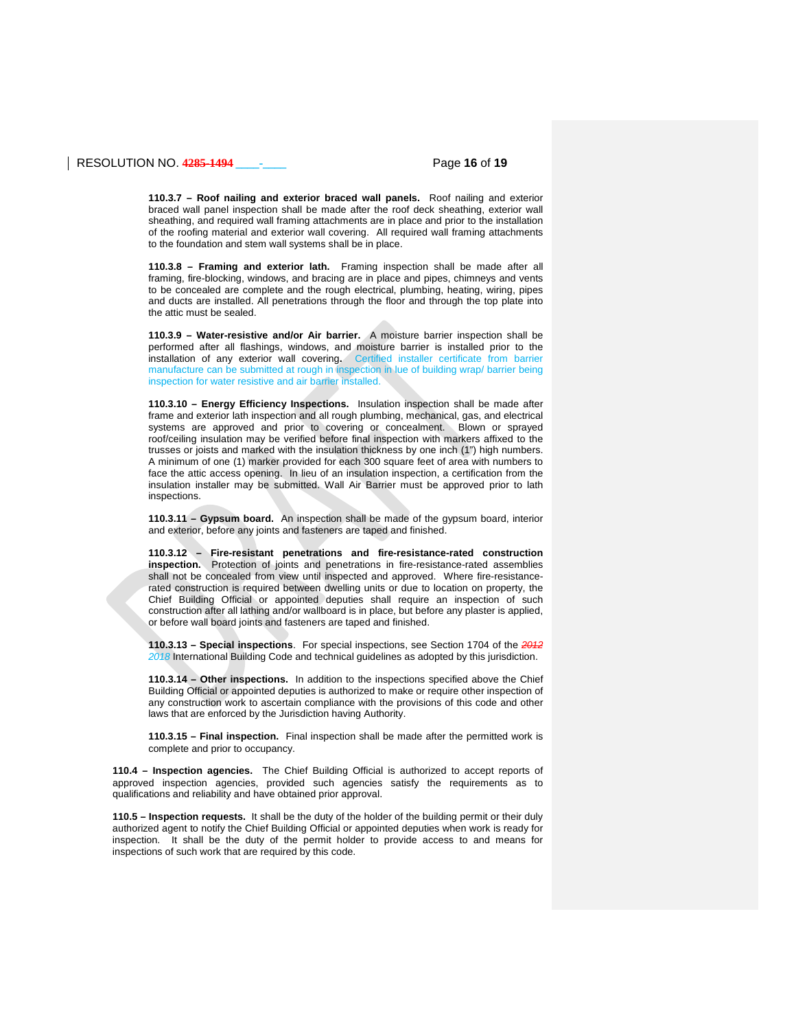**110.3.7 – Roof nailing and exterior braced wall panels.** Roof nailing and exterior braced wall panel inspection shall be made after the roof deck sheathing, exterior wall sheathing, and required wall framing attachments are in place and prior to the installation of the roofing material and exterior wall covering. All required wall framing attachments to the foundation and stem wall systems shall be in place.

**110.3.8 – Framing and exterior lath.** Framing inspection shall be made after all framing, fire-blocking, windows, and bracing are in place and pipes, chimneys and vents to be concealed are complete and the rough electrical, plumbing, heating, wiring, pipes and ducts are installed. All penetrations through the floor and through the top plate into the attic must be sealed.

**110.3.9 – Water-resistive and/or Air barrier.** A moisture barrier inspection shall be performed after all flashings, windows, and moisture barrier is installed prior to the installation of any exterior wall covering. Certified installer certificate from barrier manufacture can be submitted at rough in inspection in lue of building wrap/ barrier being inspection for water resistive and air barrier installed.

**110.3.10 – Energy Efficiency Inspections.** Insulation inspection shall be made after frame and exterior lath inspection and all rough plumbing, mechanical, gas, and electrical systems are approved and prior to covering or concealment. Blown or sprayed roof/ceiling insulation may be verified before final inspection with markers affixed to the trusses or joists and marked with the insulation thickness by one inch (1") high numbers. A minimum of one (1) marker provided for each 300 square feet of area with numbers to face the attic access opening. In lieu of an insulation inspection, a certification from the insulation installer may be submitted. Wall Air Barrier must be approved prior to lath inspections.

**110.3.11 – Gypsum board.** An inspection shall be made of the gypsum board, interior and exterior, before any joints and fasteners are taped and finished.

**110.3.12 – Fire-resistant penetrations and fire-resistance-rated construction inspection.** Protection of joints and penetrations in fire-resistance-rated assemblies shall not be concealed from view until inspected and approved. Where fire-resistance-rated construction is required between dwelling units or due to location on property, the Chief Building Official or appointed deputies shall require an inspection of such construction after all lathing and/or wallboard is in place, but before any plaster is applied, or before wall board joints and fasteners are taped and finished.

**110.3.13 – Special inspections**. For special inspections, see Section 1704 of the ~~*2012*~~ *2018* International Building Code and technical guidelines as adopted by this jurisdiction.

**110.3.14 – Other inspections.** In addition to the inspections specified above the Chief Building Official or appointed deputies is authorized to make or require other inspection of any construction work to ascertain compliance with the provisions of this code and other laws that are enforced by the Jurisdiction having Authority.

**110.3.15 – Final inspection.** Final inspection shall be made after the permitted work is complete and prior to occupancy.

**110.4 – Inspection agencies.** The Chief Building Official is authorized to accept reports of approved inspection agencies, provided such agencies satisfy the requirements as to qualifications and reliability and have obtained prior approval.

**110.5 – Inspection requests.** It shall be the duty of the holder of the building permit or their duly authorized agent to notify the Chief Building Official or appointed deputies when work is ready for inspection. It shall be the duty of the permit holder to provide access to and means for inspections of such work that are required by this code.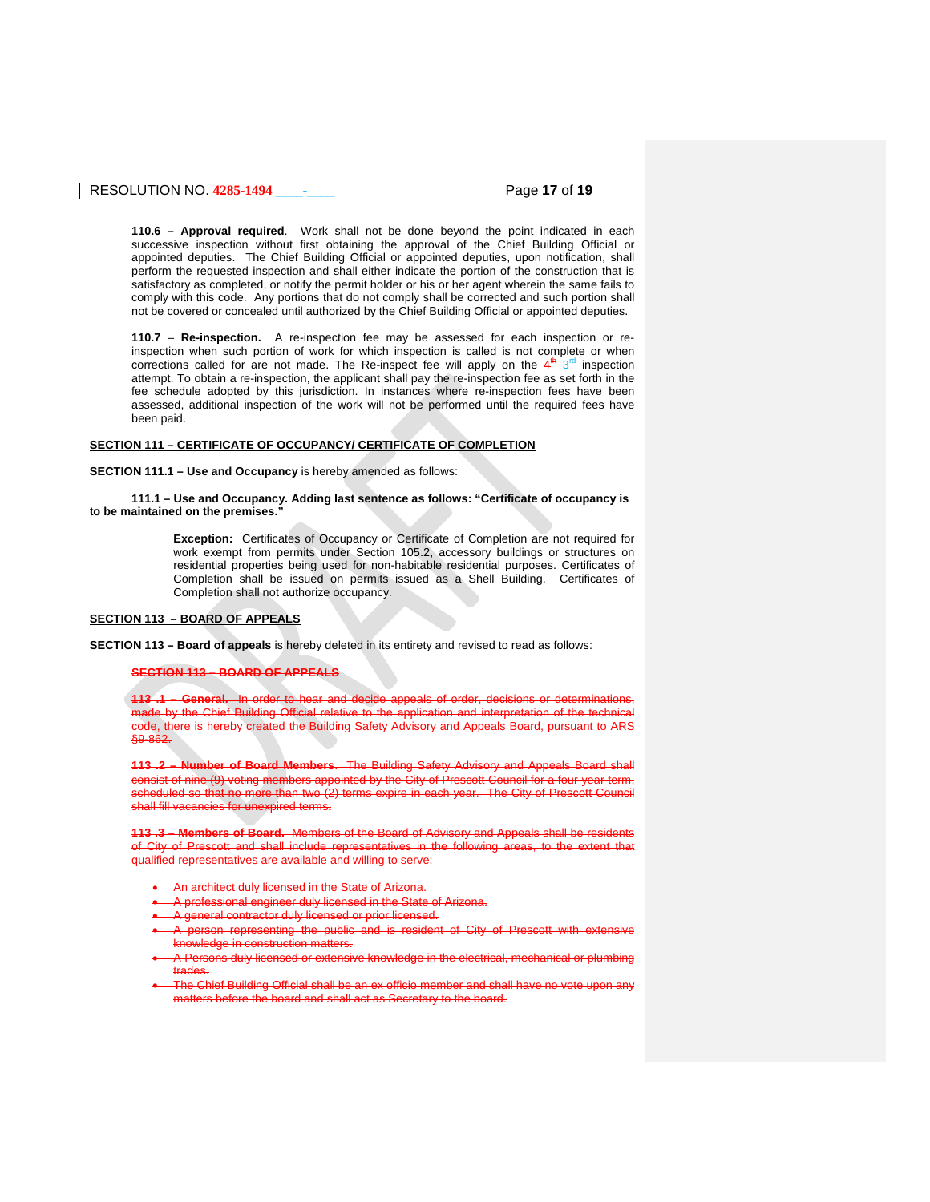**110.6 – Approval required**. Work shall not be done beyond the point indicated in each successive inspection without first obtaining the approval of the Chief Building Official or appointed deputies. The Chief Building Official or appointed deputies, upon notification, shall perform the requested inspection and shall either indicate the portion of the construction that is satisfactory as completed, or notify the permit holder or his or her agent wherein the same fails to comply with this code. Any portions that do not comply shall be corrected and such portion shall not be covered or concealed until authorized by the Chief Building Official or appointed deputies.

**110.7 – Re-inspection.** A re-inspection fee may be assessed for each inspection or re-inspection when such portion of work for which inspection is called is not complete or when corrections called for are not made. The Re-inspect fee will apply on the ~~4th~~ 3rd inspection attempt. To obtain a re-inspection, the applicant shall pay the re-inspection fee as set forth in the fee schedule adopted by this jurisdiction. In instances where re-inspection fees have been assessed, additional inspection of the work will not be performed until the required fees have been paid.

**SECTION 111 – CERTIFICATE OF OCCUPANCY/ CERTIFICATE OF COMPLETION**

**SECTION 111.1 – Use and Occupancy** is hereby amended as follows:

**111.1 – Use and Occupancy. Adding last sentence as follows: "Certificate of occupancy is to be maintained on the premises."**

> **Exception:** Certificates of Occupancy or Certificate of Completion are not required for work exempt from permits under Section 105.2, accessory buildings or structures on residential properties being used for non-habitable residential purposes. Certificates of Completion shall be issued on permits issued as a Shell Building. Certificates of Completion shall not authorize occupancy.

**SECTION 113 – BOARD OF APPEALS**

**SECTION 113 – Board of appeals** is hereby deleted in its entirety and revised to read as follows:

~~**SECTION 113 – BOARD OF APPEALS**~~

~~**113 .1 – General.** In order to hear and decide appeals of order, decisions or determinations, made by the Chief Building Official relative to the application and interpretation of the technical code, there is hereby created the Building Safety Advisory and Appeals Board, pursuant to ARS §9-862.~~

~~**113 .2 – Number of Board Members**. The Building Safety Advisory and Appeals Board shall consist of nine (9) voting members appointed by the City of Prescott Council for a four-year term, scheduled so that no more than two (2) terms expire in each year. The City of Prescott Council shall fill vacancies for unexpired terms.~~

~~**113 .3 – Members of Board.** Members of the Board of Advisory and Appeals shall be residents of City of Prescott and shall include representatives in the following areas, to the extent that qualified representatives are available and willing to serve:~~

- ~~An architect duly licensed in the State of Arizona.~~
- ~~A professional engineer duly licensed in the State of Arizona.~~
- ~~A general contractor duly licensed or prior licensed.~~
- ~~A person representing the public and is resident of City of Prescott with extensive knowledge in construction matters.~~
- ~~A Persons duly licensed or extensive knowledge in the electrical, mechanical or plumbing trades.~~
- ~~The Chief Building Official shall be an ex officio member and shall have no vote upon any matters before the board and shall act as Secretary to the board.~~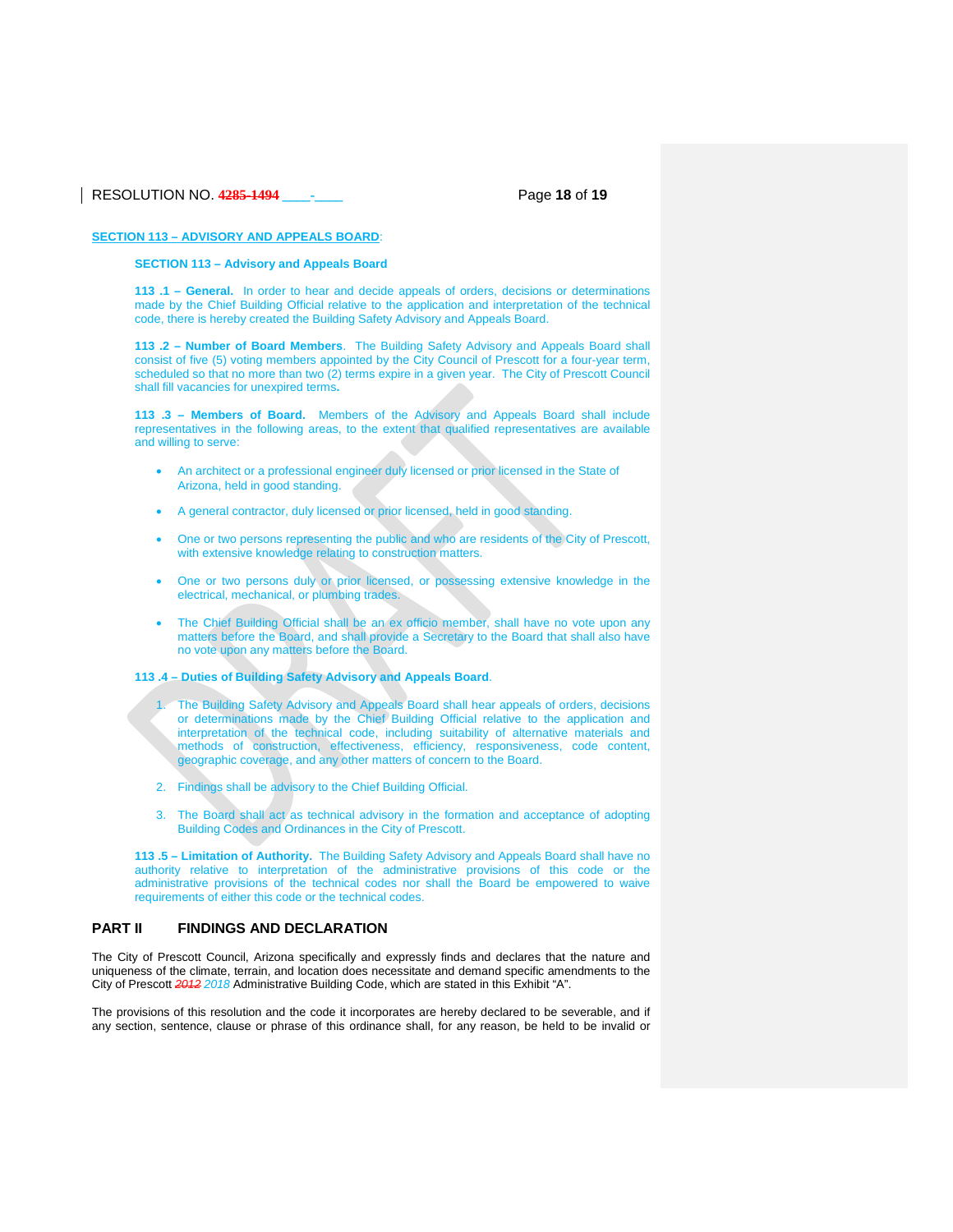## SECTION 113 – ADVISORY AND APPEALS BOARD:

### SECTION 113 – Advisory and Appeals Board

**113 .1 – General.** In order to hear and decide appeals of orders, decisions or determinations made by the Chief Building Official relative to the application and interpretation of the technical code, there is hereby created the Building Safety Advisory and Appeals Board.

**113 .2 – Number of Board Members**. The Building Safety Advisory and Appeals Board shall consist of five (5) voting members appointed by the City Council of Prescott for a four-year term, scheduled so that no more than two (2) terms expire in a given year. The City of Prescott Council shall fill vacancies for unexpired terms**.**

**113 .3 – Members of Board.** Members of the Advisory and Appeals Board shall include representatives in the following areas, to the extent that qualified representatives are available and willing to serve:

- An architect or a professional engineer duly licensed or prior licensed in the State of Arizona, held in good standing.
- A general contractor, duly licensed or prior licensed, held in good standing.
- One or two persons representing the public and who are residents of the City of Prescott, with extensive knowledge relating to construction matters.
- One or two persons duly or prior licensed, or possessing extensive knowledge in the electrical, mechanical, or plumbing trades.
- The Chief Building Official shall be an ex officio member, shall have no vote upon any matters before the Board, and shall provide a Secretary to the Board that shall also have no vote upon any matters before the Board.

**113 .4 – Duties of Building Safety Advisory and Appeals Board**.

1. The Building Safety Advisory and Appeals Board shall hear appeals of orders, decisions or determinations made by the Chief Building Official relative to the application and interpretation of the technical code, including suitability of alternative materials and methods of construction, effectiveness, efficiency, responsiveness, code content, geographic coverage, and any other matters of concern to the Board.
2. Findings shall be advisory to the Chief Building Official.
3. The Board shall act as technical advisory in the formation and acceptance of adopting Building Codes and Ordinances in the City of Prescott.

**113 .5 – Limitation of Authority.** The Building Safety Advisory and Appeals Board shall have no authority relative to interpretation of the administrative provisions of this code or the administrative provisions of the technical codes nor shall the Board be empowered to waive requirements of either this code or the technical codes.

## PART II FINDINGS AND DECLARATION

The City of Prescott Council, Arizona specifically and expressly finds and declares that the nature and uniqueness of the climate, terrain, and location does necessitate and demand specific amendments to the City of Prescott ~~*2012*~~ *2018* Administrative Building Code, which are stated in this Exhibit "A".

The provisions of this resolution and the code it incorporates are hereby declared to be severable, and if any section, sentence, clause or phrase of this ordinance shall, for any reason, be held to be invalid or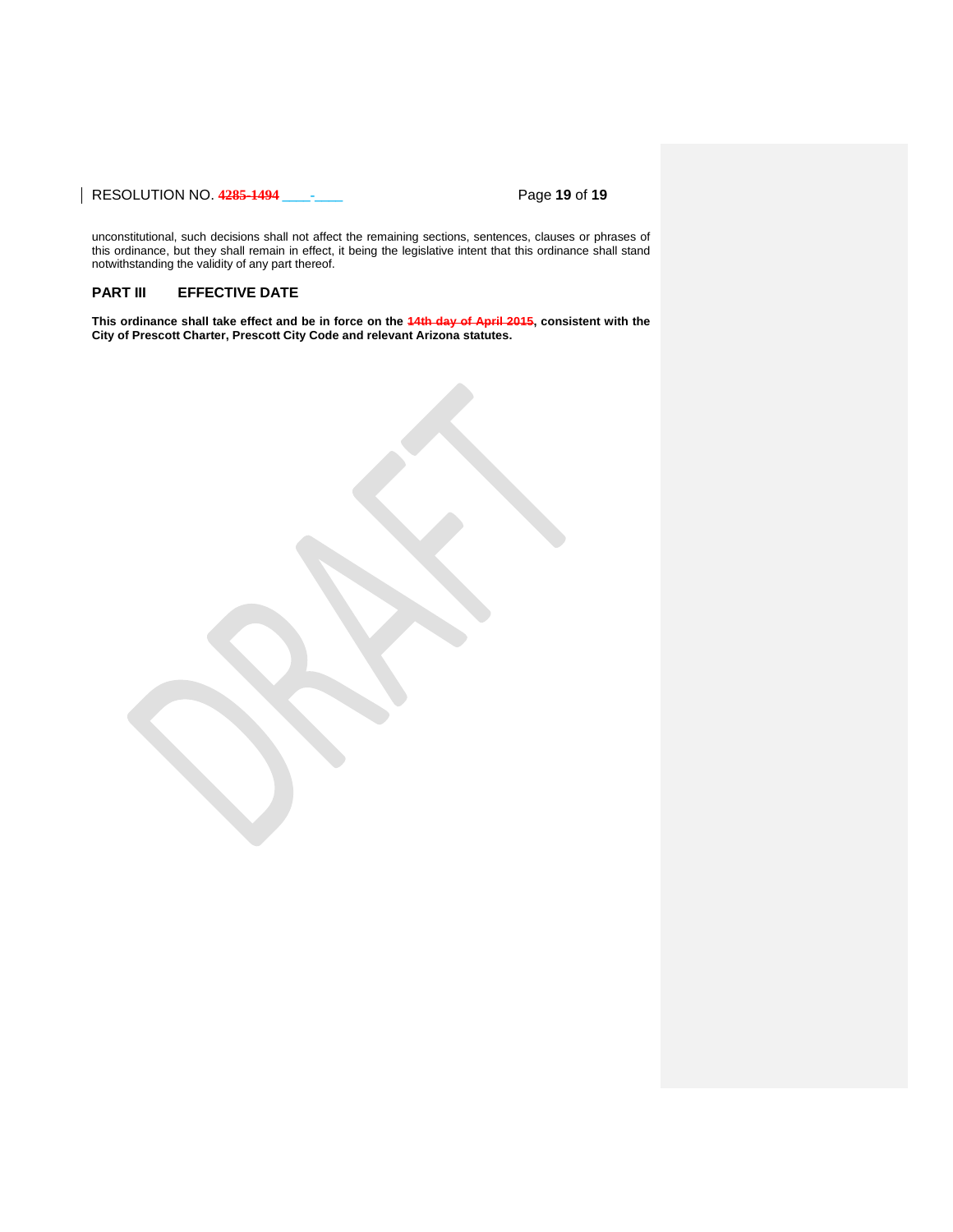unconstitutional, such decisions shall not affect the remaining sections, sentences, clauses or phrases of this ordinance, but they shall remain in effect, it being the legislative intent that this ordinance shall stand notwithstanding the validity of any part thereof.

## PART III EFFECTIVE DATE

**This ordinance shall take effect and be in force on the ~~14th day of April 2015~~, consistent with the City of Prescott Charter, Prescott City Code and relevant Arizona statutes.**